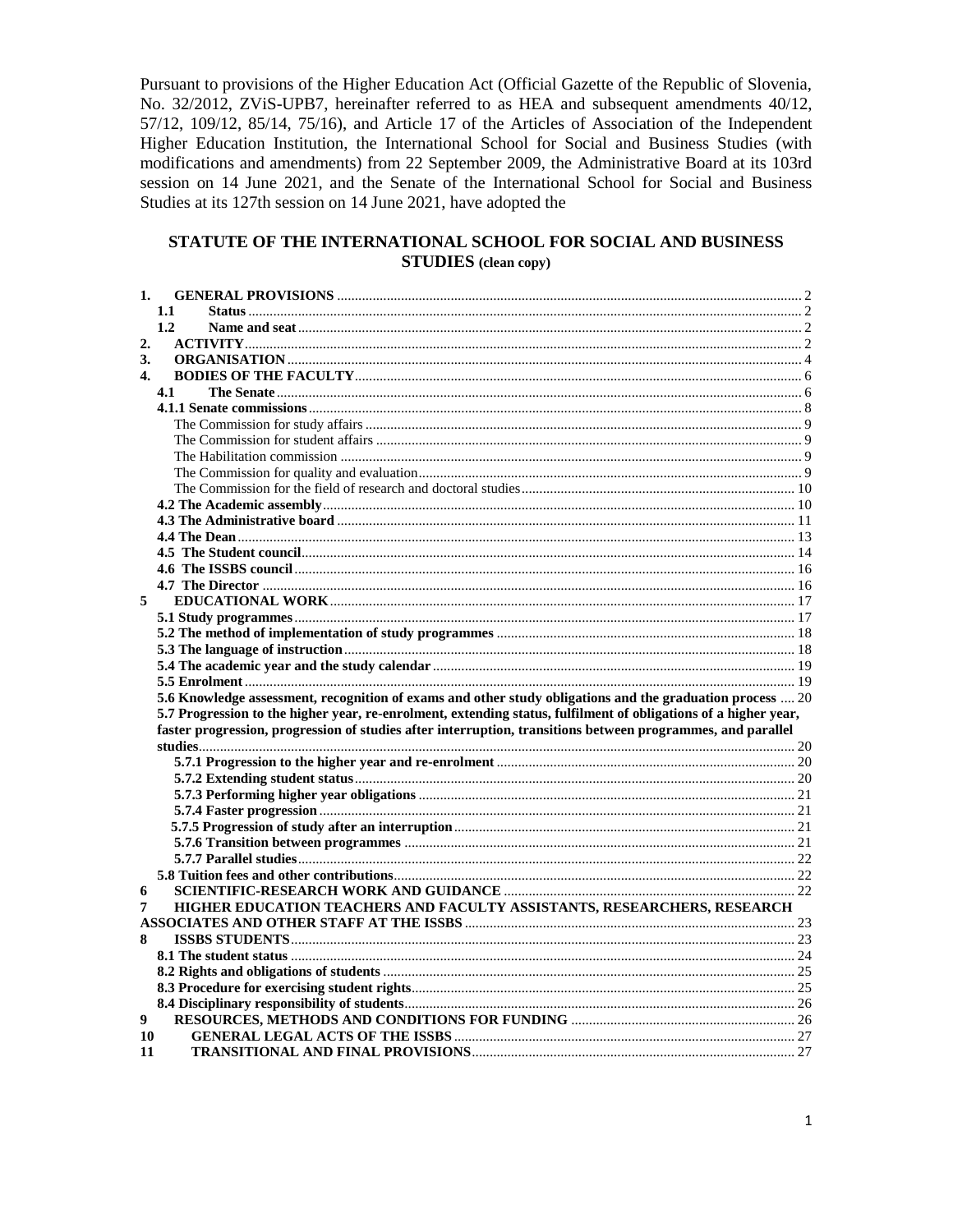Pursuant to provisions of the Higher Education Act (Official Gazette of the Republic of Slovenia, No. 32/2012, ZViS-UPB7, hereinafter referred to as HEA and subsequent amendments 40/12, 57/12, 109/12, 85/14, 75/16), and Article 17 of the Articles of Association of the Independent Higher Education Institution, the International School for Social and Business Studies (with modifications and amendments) from 22 September 2009, the Administrative Board at its 103rd session on 14 June 2021, and the Senate of the International School for Social and Business Studies at its 127th session on 14 June 2021, have adopted the

# STATUTE OF THE INTERNATIONAL SCHOOL FOR SOCIAL AND BUSINESS STUDIES (clean copy)

- **1. GENERAL PROVISIONS** ... 2
  - **1.1 Status** ... 2
  - **1.2 Name and seat** ... 2
- **2. ACTIVITY** ... 2
- **3. ORGANISATION** ... 4
- **4. BODIES OF THE FACULTY** ... 6
  - **4.1 The Senate** ... 6
  - **4.1.1 Senate commissions** ... 8
    - The Commission for study affairs ... 9
    - The Commission for student affairs ... 9
    - The Habilitation commission ... 9
    - The Commission for quality and evaluation ... 9
    - The Commission for the field of research and doctoral studies ... 10
  - **4.2 The Academic assembly** ... 10
  - **4.3 The Administrative board** ... 11
  - **4.4 The Dean** ... 13
  - **4.5 The Student council** ... 14
  - **4.6 The ISSBS council** ... 16
  - **4.7 The Director** ... 16
- **5 EDUCATIONAL WORK** ... 17
  - **5.1 Study programmes** ... 17
  - **5.2 The method of implementation of study programmes** ... 18
  - **5.3 The language of instruction** ... 18
  - **5.4 The academic year and the study calendar** ... 19
  - **5.5 Enrolment** ... 19
  - **5.6 Knowledge assessment, recognition of exams and other study obligations and the graduation process** ... 20
  - **5.7 Progression to the higher year, re-enrolment, extending status, fulfilment of obligations of a higher year, faster progression, progression of studies after interruption, transitions between programmes, and parallel studies** ... 20
    - **5.7.1 Progression to the higher year and re-enrolment** ... 20
    - **5.7.2 Extending student status** ... 20
    - **5.7.3 Performing higher year obligations** ... 21
    - **5.7.4 Faster progression** ... 21
    - **5.7.5 Progression of study after an interruption** ... 21
    - **5.7.6 Transition between programmes** ... 21
    - **5.7.7 Parallel studies** ... 22
  - **5.8 Tuition fees and other contributions** ... 22
- **6 SCIENTIFIC-RESEARCH WORK AND GUIDANCE** ... 22
- **7 HIGHER EDUCATION TEACHERS AND FACULTY ASSISTANTS, RESEARCHERS, RESEARCH ASSOCIATES AND OTHER STAFF AT THE ISSBS** ... 23
- **8 ISSBS STUDENTS** ... 23
  - **8.1 The student status** ... 24
  - **8.2 Rights and obligations of students** ... 25
  - **8.3 Procedure for exercising student rights** ... 25
  - **8.4 Disciplinary responsibility of students** ... 26
- **9 RESOURCES, METHODS AND CONDITIONS FOR FUNDING** ... 26
- **10 GENERAL LEGAL ACTS OF THE ISSBS** ... 27
- **11 TRANSITIONAL AND FINAL PROVISIONS** ... 27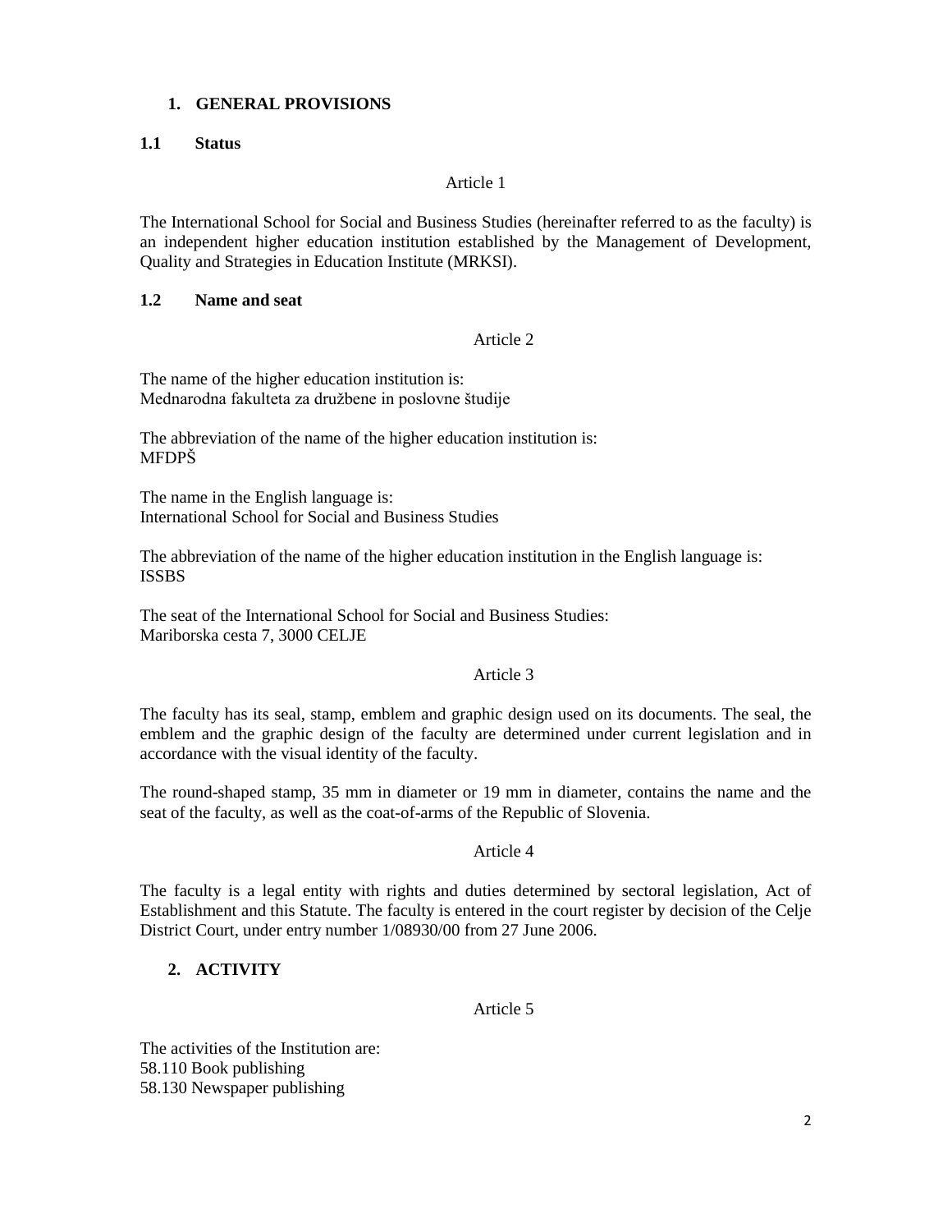## 1. GENERAL PROVISIONS

### 1.1 Status

Article 1

The International School for Social and Business Studies (hereinafter referred to as the faculty) is an independent higher education institution established by the Management of Development, Quality and Strategies in Education Institute (MRKSI).

### 1.2 Name and seat

Article 2

The name of the higher education institution is:
Mednarodna fakulteta za družbene in poslovne študije

The abbreviation of the name of the higher education institution is:
MFDPŠ

The name in the English language is:
International School for Social and Business Studies

The abbreviation of the name of the higher education institution in the English language is:
ISSBS

The seat of the International School for Social and Business Studies:
Mariborska cesta 7, 3000 CELJE

Article 3

The faculty has its seal, stamp, emblem and graphic design used on its documents. The seal, the emblem and the graphic design of the faculty are determined under current legislation and in accordance with the visual identity of the faculty.

The round-shaped stamp, 35 mm in diameter or 19 mm in diameter, contains the name and the seat of the faculty, as well as the coat-of-arms of the Republic of Slovenia.

Article 4

The faculty is a legal entity with rights and duties determined by sectoral legislation, Act of Establishment and this Statute. The faculty is entered in the court register by decision of the Celje District Court, under entry number 1/08930/00 from 27 June 2006.

## 2. ACTIVITY

Article 5

The activities of the Institution are:
58.110 Book publishing
58.130 Newspaper publishing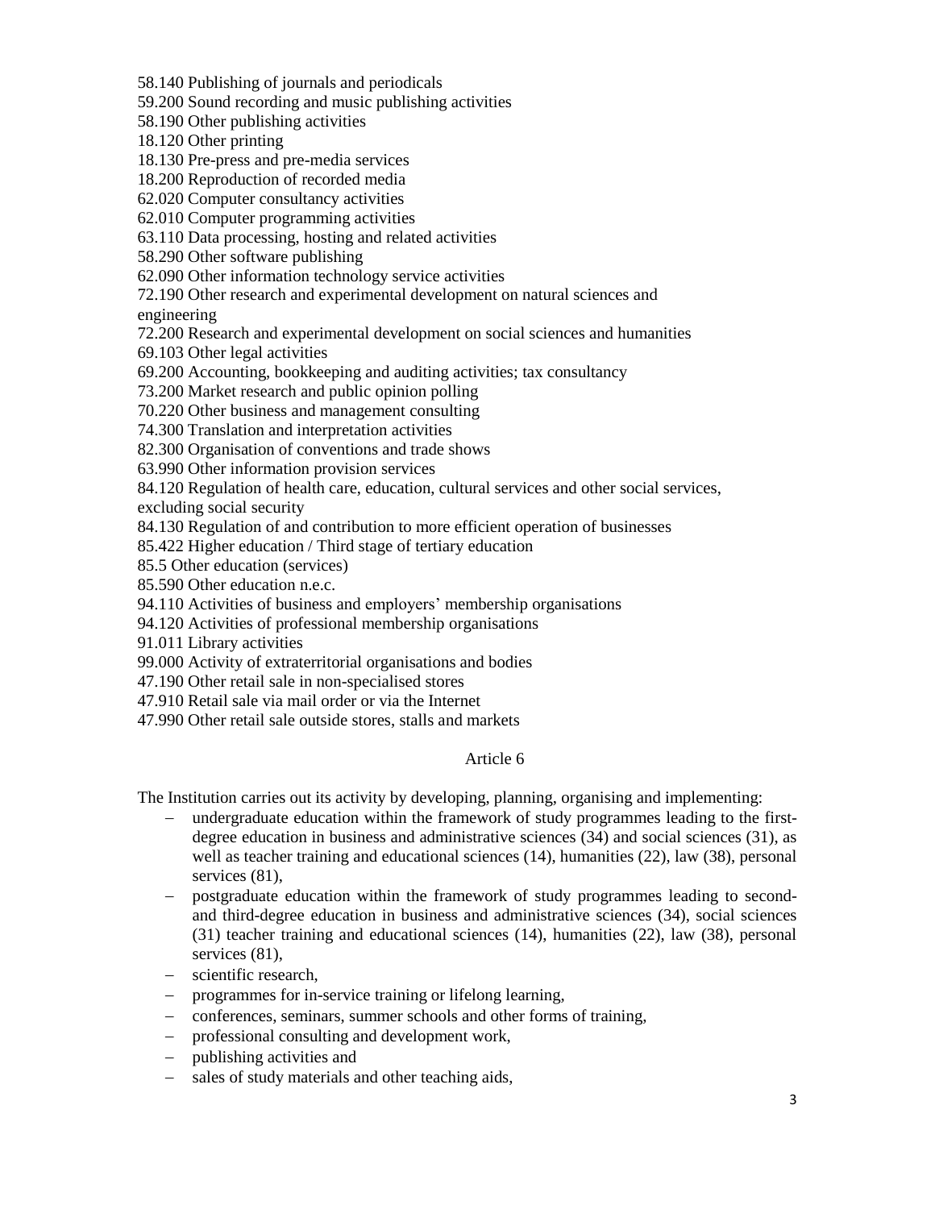58.140 Publishing of journals and periodicals
59.200 Sound recording and music publishing activities
58.190 Other publishing activities
18.120 Other printing
18.130 Pre-press and pre-media services
18.200 Reproduction of recorded media
62.020 Computer consultancy activities
62.010 Computer programming activities
63.110 Data processing, hosting and related activities
58.290 Other software publishing
62.090 Other information technology service activities
72.190 Other research and experimental development on natural sciences and engineering
72.200 Research and experimental development on social sciences and humanities
69.103 Other legal activities
69.200 Accounting, bookkeeping and auditing activities; tax consultancy
73.200 Market research and public opinion polling
70.220 Other business and management consulting
74.300 Translation and interpretation activities
82.300 Organisation of conventions and trade shows
63.990 Other information provision services
84.120 Regulation of health care, education, cultural services and other social services, excluding social security
84.130 Regulation of and contribution to more efficient operation of businesses
85.422 Higher education / Third stage of tertiary education
85.5 Other education (services)
85.590 Other education n.e.c.
94.110 Activities of business and employers' membership organisations
94.120 Activities of professional membership organisations
91.011 Library activities
99.000 Activity of extraterritorial organisations and bodies
47.190 Other retail sale in non-specialised stores
47.910 Retail sale via mail order or via the Internet
47.990 Other retail sale outside stores, stalls and markets

## Article 6

The Institution carries out its activity by developing, planning, organising and implementing:

- undergraduate education within the framework of study programmes leading to the first-degree education in business and administrative sciences (34) and social sciences (31), as well as teacher training and educational sciences (14), humanities (22), law (38), personal services (81),
- postgraduate education within the framework of study programmes leading to second- and third-degree education in business and administrative sciences (34), social sciences (31) teacher training and educational sciences (14), humanities (22), law (38), personal services (81),
- scientific research,
- programmes for in-service training or lifelong learning,
- conferences, seminars, summer schools and other forms of training,
- professional consulting and development work,
- publishing activities and
- sales of study materials and other teaching aids,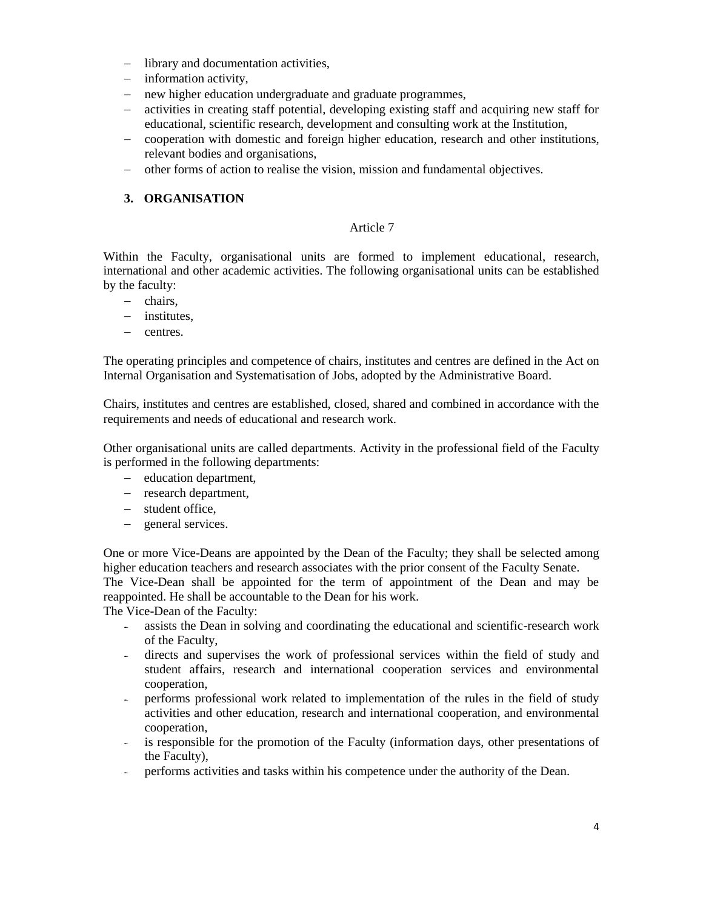- library and documentation activities,
- information activity,
- new higher education undergraduate and graduate programmes,
- activities in creating staff potential, developing existing staff and acquiring new staff for educational, scientific research, development and consulting work at the Institution,
- cooperation with domestic and foreign higher education, research and other institutions, relevant bodies and organisations,
- other forms of action to realise the vision, mission and fundamental objectives.

## 3. ORGANISATION

Article 7

Within the Faculty, organisational units are formed to implement educational, research, international and other academic activities. The following organisational units can be established by the faculty:

- chairs,
- institutes,
- centres.

The operating principles and competence of chairs, institutes and centres are defined in the Act on Internal Organisation and Systematisation of Jobs, adopted by the Administrative Board.

Chairs, institutes and centres are established, closed, shared and combined in accordance with the requirements and needs of educational and research work.

Other organisational units are called departments. Activity in the professional field of the Faculty is performed in the following departments:

- education department,
- research department,
- student office,
- general services.

One or more Vice-Deans are appointed by the Dean of the Faculty; they shall be selected among higher education teachers and research associates with the prior consent of the Faculty Senate.
The Vice-Dean shall be appointed for the term of appointment of the Dean and may be reappointed. He shall be accountable to the Dean for his work.
The Vice-Dean of the Faculty:

- assists the Dean in solving and coordinating the educational and scientific-research work of the Faculty,
- directs and supervises the work of professional services within the field of study and student affairs, research and international cooperation services and environmental cooperation,
- performs professional work related to implementation of the rules in the field of study activities and other education, research and international cooperation, and environmental cooperation,
- is responsible for the promotion of the Faculty (information days, other presentations of the Faculty),
- performs activities and tasks within his competence under the authority of the Dean.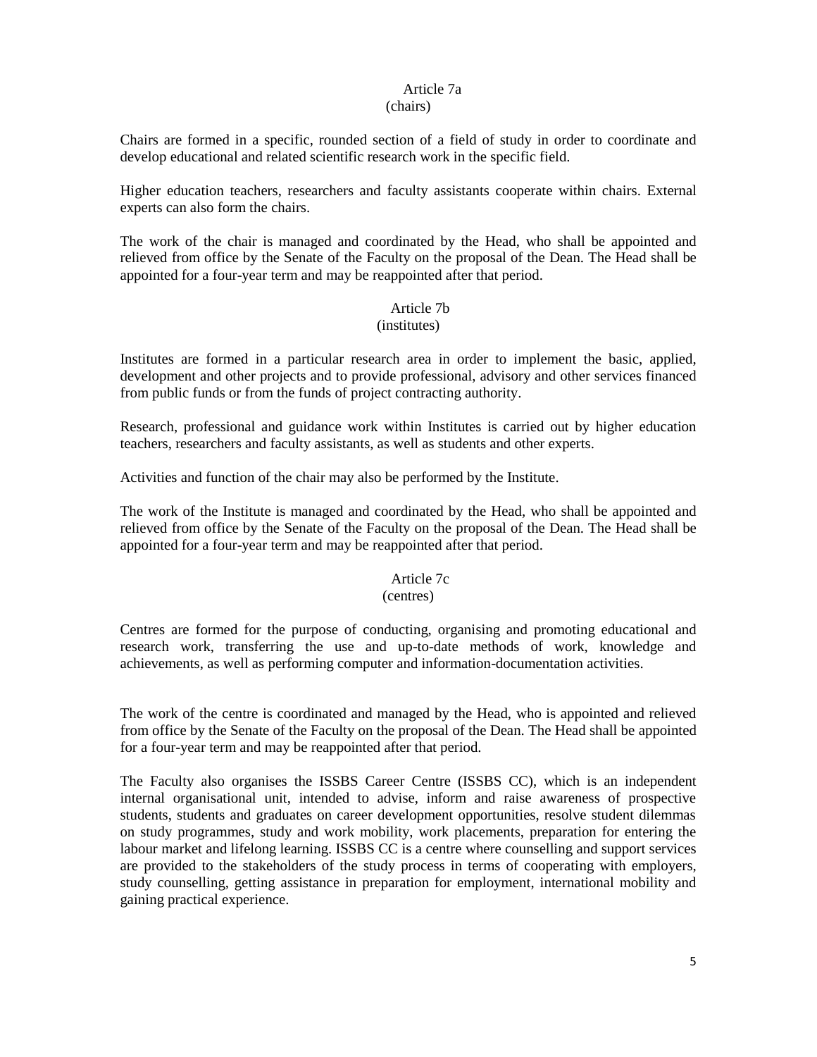### Article 7a
(chairs)

Chairs are formed in a specific, rounded section of a field of study in order to coordinate and develop educational and related scientific research work in the specific field.

Higher education teachers, researchers and faculty assistants cooperate within chairs. External experts can also form the chairs.

The work of the chair is managed and coordinated by the Head, who shall be appointed and relieved from office by the Senate of the Faculty on the proposal of the Dean. The Head shall be appointed for a four-year term and may be reappointed after that period.

### Article 7b
(institutes)

Institutes are formed in a particular research area in order to implement the basic, applied, development and other projects and to provide professional, advisory and other services financed from public funds or from the funds of project contracting authority.

Research, professional and guidance work within Institutes is carried out by higher education teachers, researchers and faculty assistants, as well as students and other experts.

Activities and function of the chair may also be performed by the Institute.

The work of the Institute is managed and coordinated by the Head, who shall be appointed and relieved from office by the Senate of the Faculty on the proposal of the Dean. The Head shall be appointed for a four-year term and may be reappointed after that period.

### Article 7c
(centres)

Centres are formed for the purpose of conducting, organising and promoting educational and research work, transferring the use and up-to-date methods of work, knowledge and achievements, as well as performing computer and information-documentation activities.

The work of the centre is coordinated and managed by the Head, who is appointed and relieved from office by the Senate of the Faculty on the proposal of the Dean. The Head shall be appointed for a four-year term and may be reappointed after that period.

The Faculty also organises the ISSBS Career Centre (ISSBS CC), which is an independent internal organisational unit, intended to advise, inform and raise awareness of prospective students, students and graduates on career development opportunities, resolve student dilemmas on study programmes, study and work mobility, work placements, preparation for entering the labour market and lifelong learning. ISSBS CC is a centre where counselling and support services are provided to the stakeholders of the study process in terms of cooperating with employers, study counselling, getting assistance in preparation for employment, international mobility and gaining practical experience.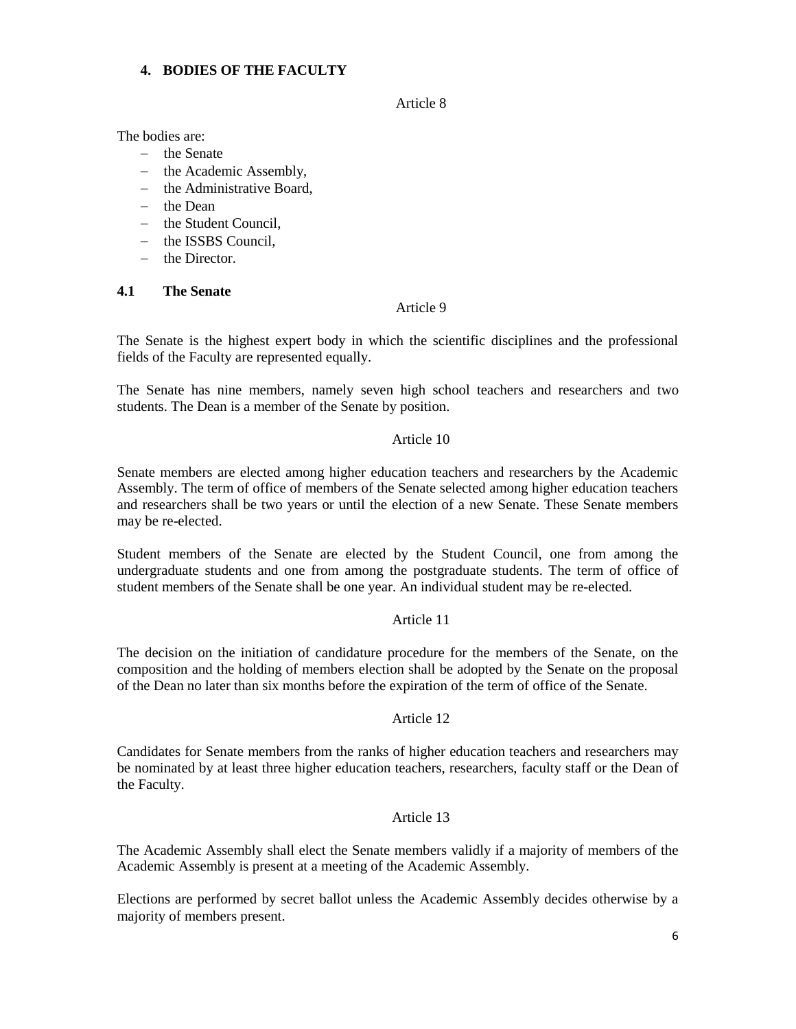## 4. BODIES OF THE FACULTY

Article 8

The bodies are:

- the Senate
- the Academic Assembly,
- the Administrative Board,
- the Dean
- the Student Council,
- the ISSBS Council,
- the Director.

### 4.1 The Senate

Article 9

The Senate is the highest expert body in which the scientific disciplines and the professional fields of the Faculty are represented equally.

The Senate has nine members, namely seven high school teachers and researchers and two students. The Dean is a member of the Senate by position.

Article 10

Senate members are elected among higher education teachers and researchers by the Academic Assembly. The term of office of members of the Senate selected among higher education teachers and researchers shall be two years or until the election of a new Senate. These Senate members may be re-elected.

Student members of the Senate are elected by the Student Council, one from among the undergraduate students and one from among the postgraduate students. The term of office of student members of the Senate shall be one year. An individual student may be re-elected.

Article 11

The decision on the initiation of candidature procedure for the members of the Senate, on the composition and the holding of members election shall be adopted by the Senate on the proposal of the Dean no later than six months before the expiration of the term of office of the Senate.

Article 12

Candidates for Senate members from the ranks of higher education teachers and researchers may be nominated by at least three higher education teachers, researchers, faculty staff or the Dean of the Faculty.

Article 13

The Academic Assembly shall elect the Senate members validly if a majority of members of the Academic Assembly is present at a meeting of the Academic Assembly.

Elections are performed by secret ballot unless the Academic Assembly decides otherwise by a majority of members present.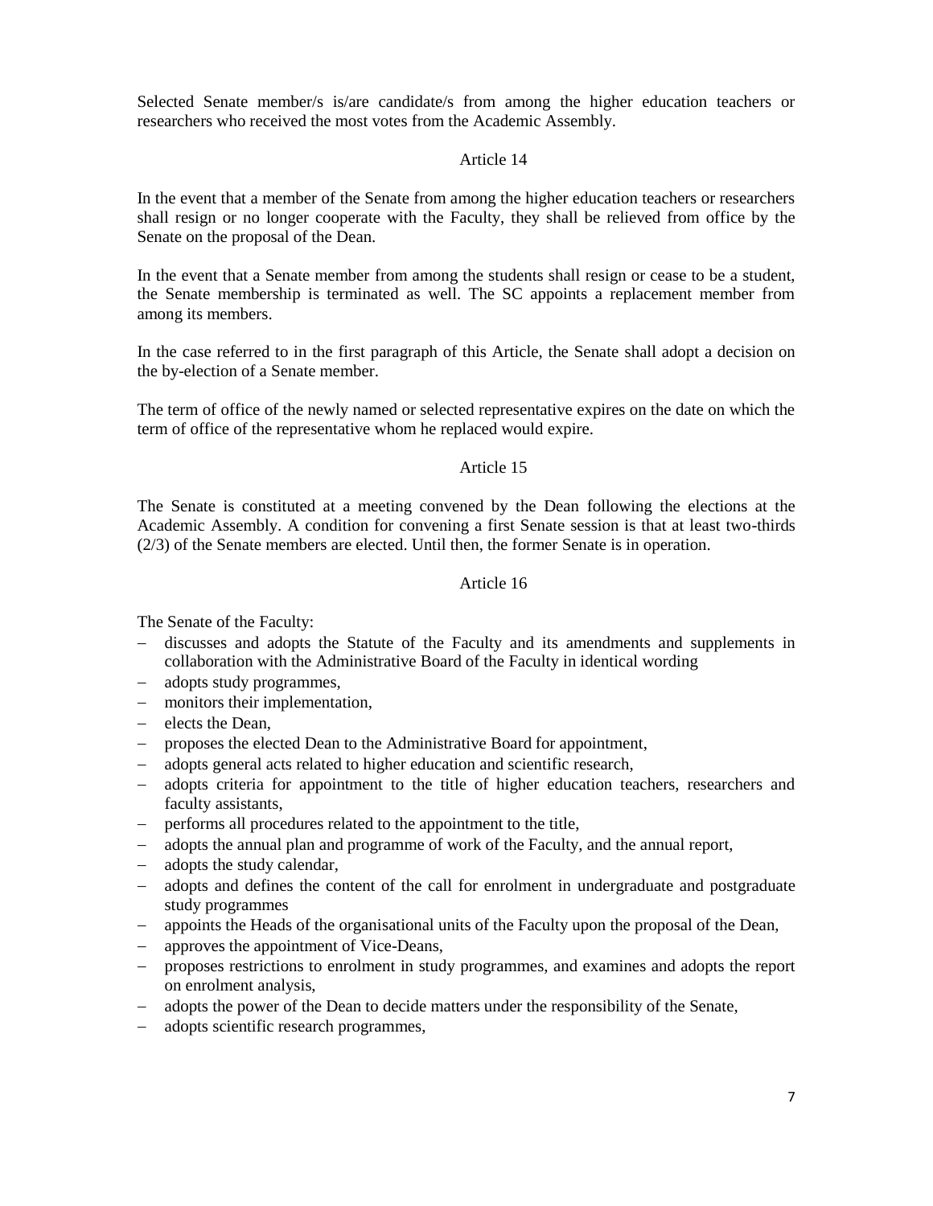Selected Senate member/s is/are candidate/s from among the higher education teachers or researchers who received the most votes from the Academic Assembly.

### Article 14

In the event that a member of the Senate from among the higher education teachers or researchers shall resign or no longer cooperate with the Faculty, they shall be relieved from office by the Senate on the proposal of the Dean.

In the event that a Senate member from among the students shall resign or cease to be a student, the Senate membership is terminated as well. The SC appoints a replacement member from among its members.

In the case referred to in the first paragraph of this Article, the Senate shall adopt a decision on the by-election of a Senate member.

The term of office of the newly named or selected representative expires on the date on which the term of office of the representative whom he replaced would expire.

### Article 15

The Senate is constituted at a meeting convened by the Dean following the elections at the Academic Assembly. A condition for convening a first Senate session is that at least two-thirds (2/3) of the Senate members are elected. Until then, the former Senate is in operation.

### Article 16

The Senate of the Faculty:

- discusses and adopts the Statute of the Faculty and its amendments and supplements in collaboration with the Administrative Board of the Faculty in identical wording
- adopts study programmes,
- monitors their implementation,
- elects the Dean,
- proposes the elected Dean to the Administrative Board for appointment,
- adopts general acts related to higher education and scientific research,
- adopts criteria for appointment to the title of higher education teachers, researchers and faculty assistants,
- performs all procedures related to the appointment to the title,
- adopts the annual plan and programme of work of the Faculty, and the annual report,
- adopts the study calendar,
- adopts and defines the content of the call for enrolment in undergraduate and postgraduate study programmes
- appoints the Heads of the organisational units of the Faculty upon the proposal of the Dean,
- approves the appointment of Vice-Deans,
- proposes restrictions to enrolment in study programmes, and examines and adopts the report on enrolment analysis,
- adopts the power of the Dean to decide matters under the responsibility of the Senate,
- adopts scientific research programmes,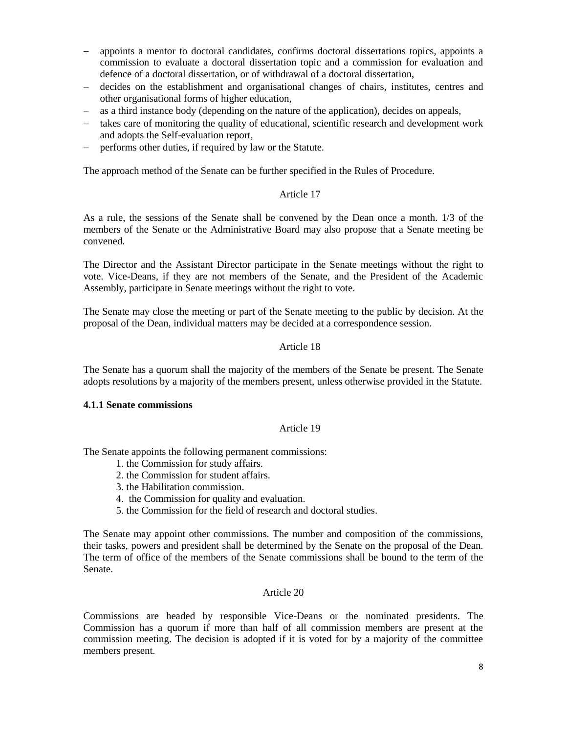- appoints a mentor to doctoral candidates, confirms doctoral dissertations topics, appoints a commission to evaluate a doctoral dissertation topic and a commission for evaluation and defence of a doctoral dissertation, or of withdrawal of a doctoral dissertation,
- decides on the establishment and organisational changes of chairs, institutes, centres and other organisational forms of higher education,
- as a third instance body (depending on the nature of the application), decides on appeals,
- takes care of monitoring the quality of educational, scientific research and development work and adopts the Self-evaluation report,
- performs other duties, if required by law or the Statute.

The approach method of the Senate can be further specified in the Rules of Procedure.

Article 17

As a rule, the sessions of the Senate shall be convened by the Dean once a month. 1/3 of the members of the Senate or the Administrative Board may also propose that a Senate meeting be convened.

The Director and the Assistant Director participate in the Senate meetings without the right to vote. Vice-Deans, if they are not members of the Senate, and the President of the Academic Assembly, participate in Senate meetings without the right to vote.

The Senate may close the meeting or part of the Senate meeting to the public by decision. At the proposal of the Dean, individual matters may be decided at a correspondence session.

Article 18

The Senate has a quorum shall the majority of the members of the Senate be present. The Senate adopts resolutions by a majority of the members present, unless otherwise provided in the Statute.

**4.1.1 Senate commissions**

Article 19

The Senate appoints the following permanent commissions:

1. the Commission for study affairs.
2. the Commission for student affairs.
3. the Habilitation commission.
4. the Commission for quality and evaluation.
5. the Commission for the field of research and doctoral studies.

The Senate may appoint other commissions. The number and composition of the commissions, their tasks, powers and president shall be determined by the Senate on the proposal of the Dean. The term of office of the members of the Senate commissions shall be bound to the term of the Senate.

Article 20

Commissions are headed by responsible Vice-Deans or the nominated presidents. The Commission has a quorum if more than half of all commission members are present at the commission meeting. The decision is adopted if it is voted for by a majority of the committee members present.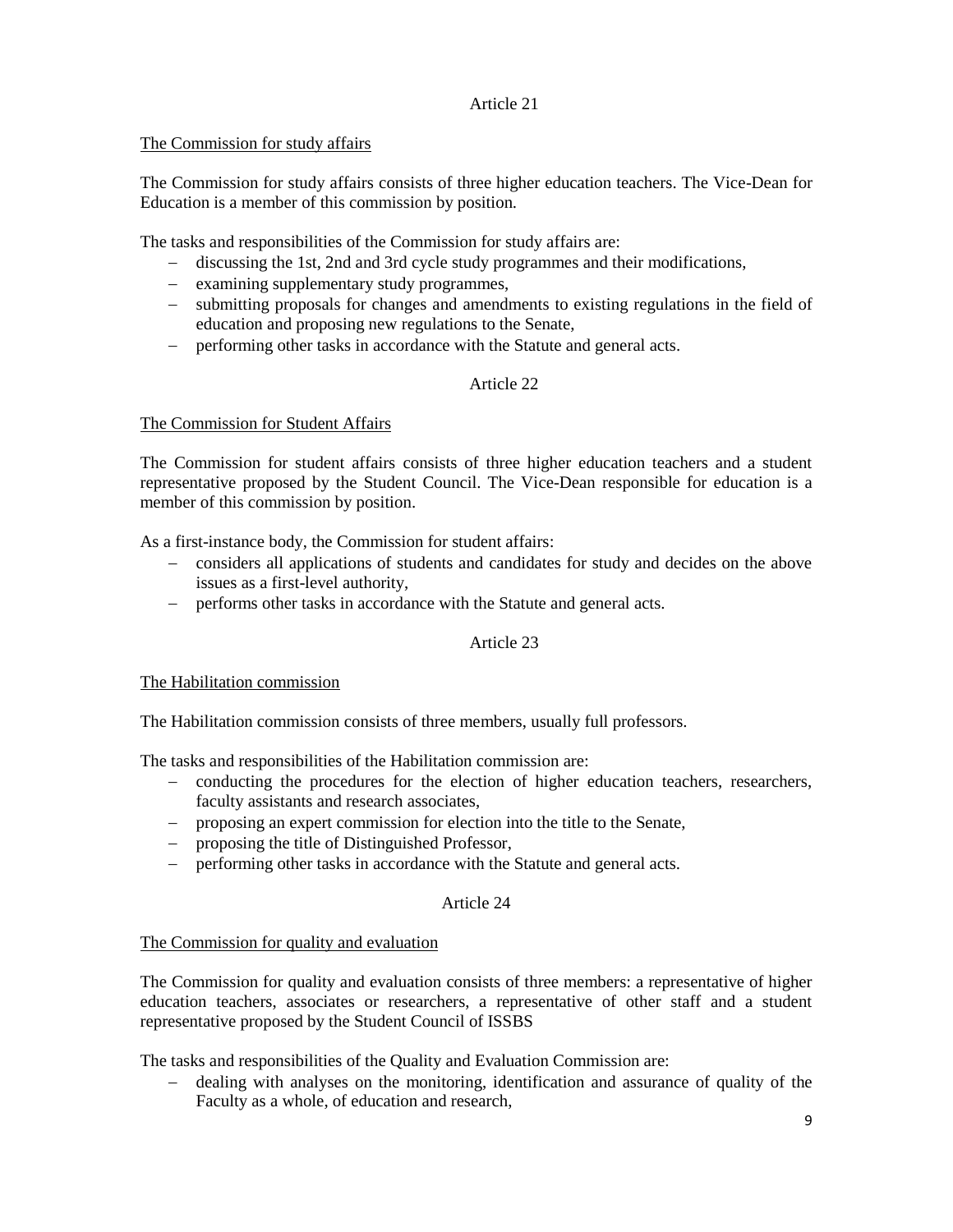Article 21

The Commission for study affairs

The Commission for study affairs consists of three higher education teachers. The Vice-Dean for Education is a member of this commission by position.

The tasks and responsibilities of the Commission for study affairs are:

- discussing the 1st, 2nd and 3rd cycle study programmes and their modifications,
- examining supplementary study programmes,
- submitting proposals for changes and amendments to existing regulations in the field of education and proposing new regulations to the Senate,
- performing other tasks in accordance with the Statute and general acts.

Article 22

The Commission for Student Affairs

The Commission for student affairs consists of three higher education teachers and a student representative proposed by the Student Council. The Vice-Dean responsible for education is a member of this commission by position.

As a first-instance body, the Commission for student affairs:

- considers all applications of students and candidates for study and decides on the above issues as a first-level authority,
- performs other tasks in accordance with the Statute and general acts.

Article 23

The Habilitation commission

The Habilitation commission consists of three members, usually full professors.

The tasks and responsibilities of the Habilitation commission are:

- conducting the procedures for the election of higher education teachers, researchers, faculty assistants and research associates,
- proposing an expert commission for election into the title to the Senate,
- proposing the title of Distinguished Professor,
- performing other tasks in accordance with the Statute and general acts.

Article 24

The Commission for quality and evaluation

The Commission for quality and evaluation consists of three members: a representative of higher education teachers, associates or researchers, a representative of other staff and a student representative proposed by the Student Council of ISSBS

The tasks and responsibilities of the Quality and Evaluation Commission are:

- dealing with analyses on the monitoring, identification and assurance of quality of the Faculty as a whole, of education and research,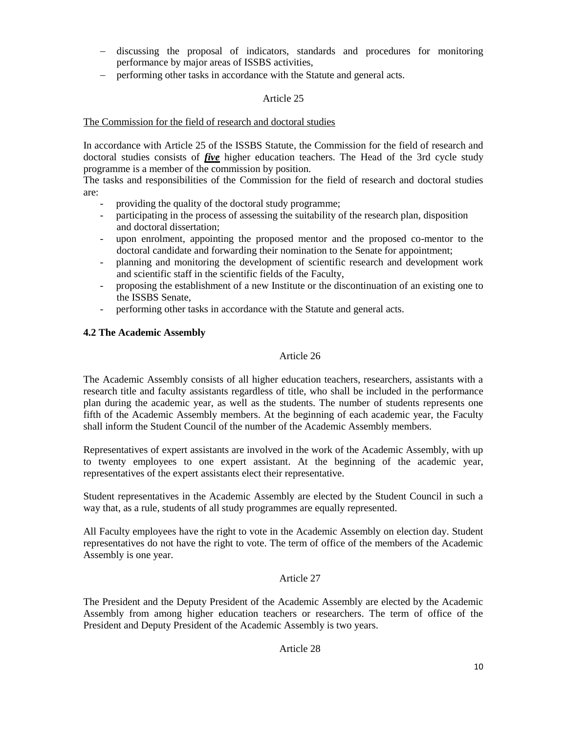- discussing the proposal of indicators, standards and procedures for monitoring performance by major areas of ISSBS activities,
- performing other tasks in accordance with the Statute and general acts.

Article 25

The Commission for the field of research and doctoral studies

In accordance with Article 25 of the ISSBS Statute, the Commission for the field of research and doctoral studies consists of ***five*** higher education teachers. The Head of the 3rd cycle study programme is a member of the commission by position.
The tasks and responsibilities of the Commission for the field of research and doctoral studies are:

- providing the quality of the doctoral study programme;
- participating in the process of assessing the suitability of the research plan, disposition and doctoral dissertation;
- upon enrolment, appointing the proposed mentor and the proposed co-mentor to the doctoral candidate and forwarding their nomination to the Senate for appointment;
- planning and monitoring the development of scientific research and development work and scientific staff in the scientific fields of the Faculty,
- proposing the establishment of a new Institute or the discontinuation of an existing one to the ISSBS Senate,
- performing other tasks in accordance with the Statute and general acts.

### 4.2 The Academic Assembly

Article 26

The Academic Assembly consists of all higher education teachers, researchers, assistants with a research title and faculty assistants regardless of title, who shall be included in the performance plan during the academic year, as well as the students. The number of students represents one fifth of the Academic Assembly members. At the beginning of each academic year, the Faculty shall inform the Student Council of the number of the Academic Assembly members.

Representatives of expert assistants are involved in the work of the Academic Assembly, with up to twenty employees to one expert assistant. At the beginning of the academic year, representatives of the expert assistants elect their representative.

Student representatives in the Academic Assembly are elected by the Student Council in such a way that, as a rule, students of all study programmes are equally represented.

All Faculty employees have the right to vote in the Academic Assembly on election day. Student representatives do not have the right to vote. The term of office of the members of the Academic Assembly is one year.

Article 27

The President and the Deputy President of the Academic Assembly are elected by the Academic Assembly from among higher education teachers or researchers. The term of office of the President and Deputy President of the Academic Assembly is two years.

Article 28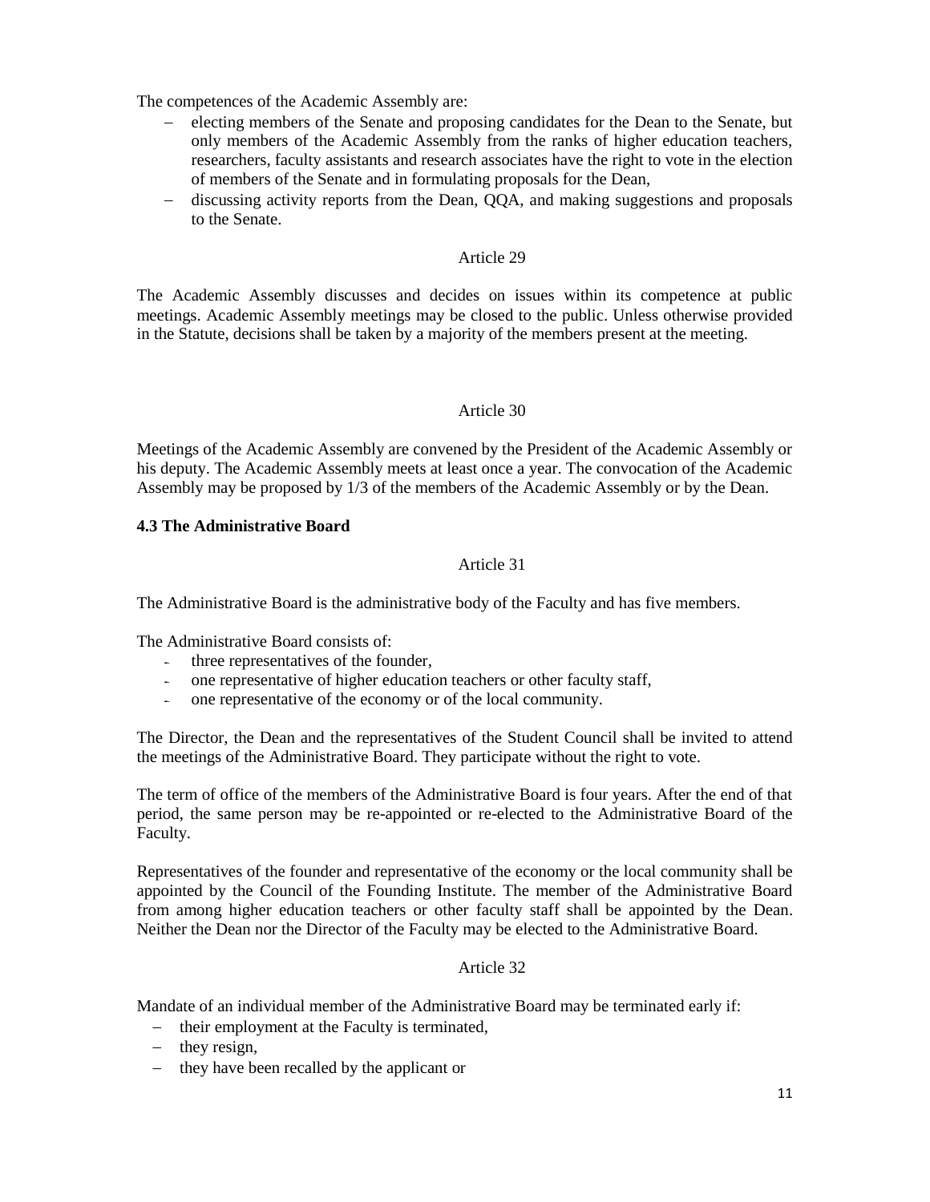The competences of the Academic Assembly are:

- electing members of the Senate and proposing candidates for the Dean to the Senate, but only members of the Academic Assembly from the ranks of higher education teachers, researchers, faculty assistants and research associates have the right to vote in the election of members of the Senate and in formulating proposals for the Dean,
- discussing activity reports from the Dean, QQA, and making suggestions and proposals to the Senate.

Article 29

The Academic Assembly discusses and decides on issues within its competence at public meetings. Academic Assembly meetings may be closed to the public. Unless otherwise provided in the Statute, decisions shall be taken by a majority of the members present at the meeting.

Article 30

Meetings of the Academic Assembly are convened by the President of the Academic Assembly or his deputy. The Academic Assembly meets at least once a year. The convocation of the Academic Assembly may be proposed by 1/3 of the members of the Academic Assembly or by the Dean.

**4.3 The Administrative Board**

Article 31

The Administrative Board is the administrative body of the Faculty and has five members.

The Administrative Board consists of:

- three representatives of the founder,
- one representative of higher education teachers or other faculty staff,
- one representative of the economy or of the local community.

The Director, the Dean and the representatives of the Student Council shall be invited to attend the meetings of the Administrative Board. They participate without the right to vote.

The term of office of the members of the Administrative Board is four years. After the end of that period, the same person may be re-appointed or re-elected to the Administrative Board of the Faculty.

Representatives of the founder and representative of the economy or the local community shall be appointed by the Council of the Founding Institute. The member of the Administrative Board from among higher education teachers or other faculty staff shall be appointed by the Dean. Neither the Dean nor the Director of the Faculty may be elected to the Administrative Board.

Article 32

Mandate of an individual member of the Administrative Board may be terminated early if:

- their employment at the Faculty is terminated,
- they resign,
- they have been recalled by the applicant or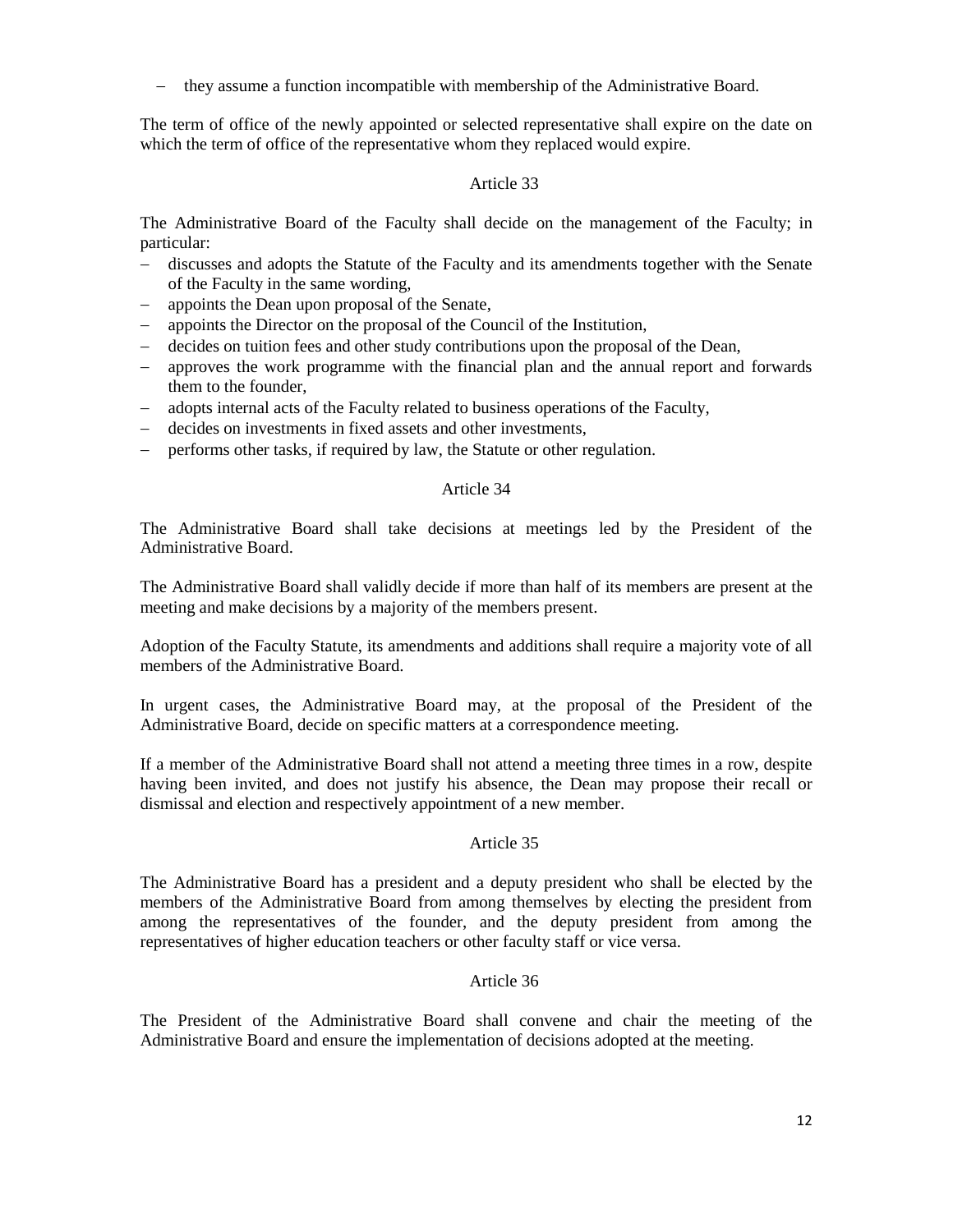- they assume a function incompatible with membership of the Administrative Board.

The term of office of the newly appointed or selected representative shall expire on the date on which the term of office of the representative whom they replaced would expire.

Article 33

The Administrative Board of the Faculty shall decide on the management of the Faculty; in particular:

- discusses and adopts the Statute of the Faculty and its amendments together with the Senate of the Faculty in the same wording,
- appoints the Dean upon proposal of the Senate,
- appoints the Director on the proposal of the Council of the Institution,
- decides on tuition fees and other study contributions upon the proposal of the Dean,
- approves the work programme with the financial plan and the annual report and forwards them to the founder,
- adopts internal acts of the Faculty related to business operations of the Faculty,
- decides on investments in fixed assets and other investments,
- performs other tasks, if required by law, the Statute or other regulation.

Article 34

The Administrative Board shall take decisions at meetings led by the President of the Administrative Board.

The Administrative Board shall validly decide if more than half of its members are present at the meeting and make decisions by a majority of the members present.

Adoption of the Faculty Statute, its amendments and additions shall require a majority vote of all members of the Administrative Board.

In urgent cases, the Administrative Board may, at the proposal of the President of the Administrative Board, decide on specific matters at a correspondence meeting.

If a member of the Administrative Board shall not attend a meeting three times in a row, despite having been invited, and does not justify his absence, the Dean may propose their recall or dismissal and election and respectively appointment of a new member.

Article 35

The Administrative Board has a president and a deputy president who shall be elected by the members of the Administrative Board from among themselves by electing the president from among the representatives of the founder, and the deputy president from among the representatives of higher education teachers or other faculty staff or vice versa.

Article 36

The President of the Administrative Board shall convene and chair the meeting of the Administrative Board and ensure the implementation of decisions adopted at the meeting.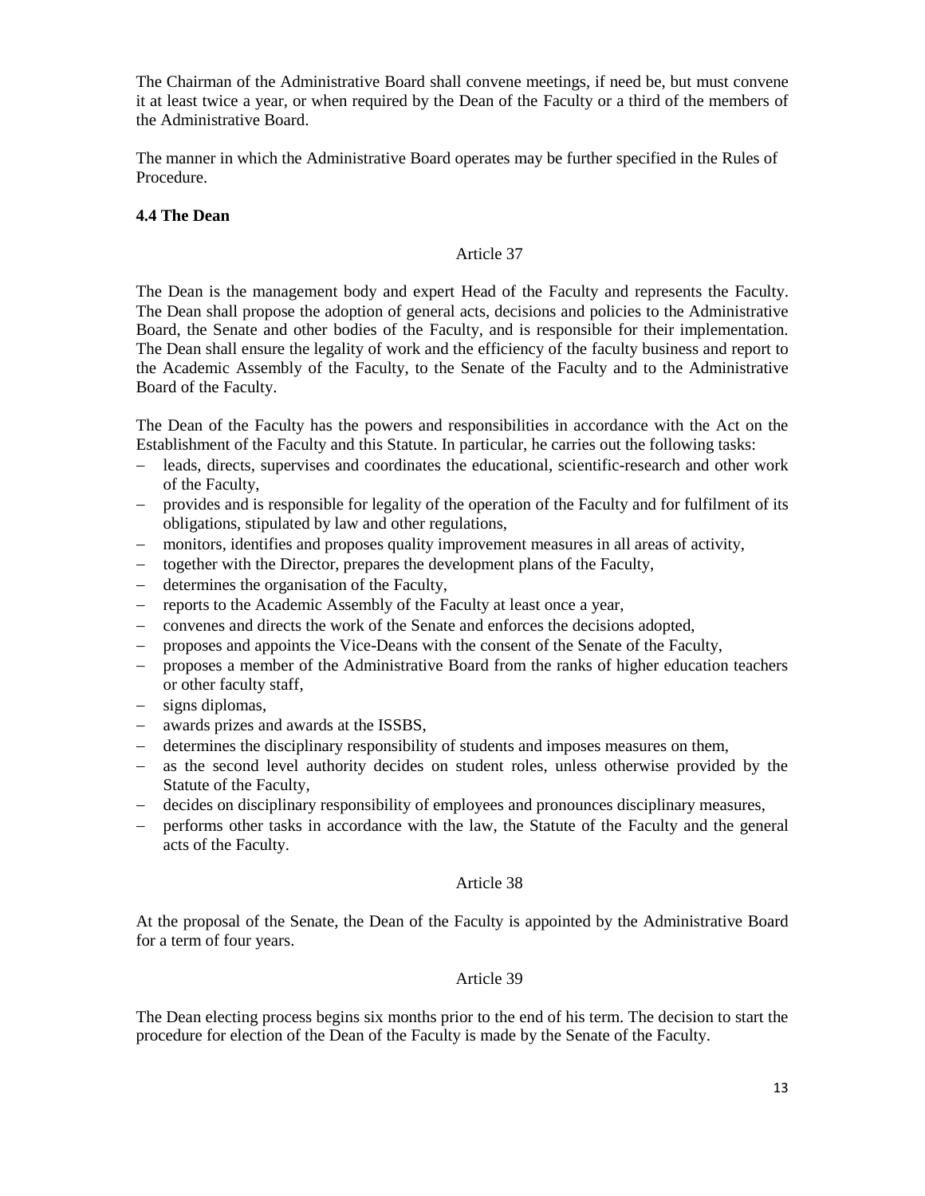The Chairman of the Administrative Board shall convene meetings, if need be, but must convene it at least twice a year, or when required by the Dean of the Faculty or a third of the members of the Administrative Board.

The manner in which the Administrative Board operates may be further specified in the Rules of Procedure.

### 4.4 The Dean

Article 37

The Dean is the management body and expert Head of the Faculty and represents the Faculty. The Dean shall propose the adoption of general acts, decisions and policies to the Administrative Board, the Senate and other bodies of the Faculty, and is responsible for their implementation. The Dean shall ensure the legality of work and the efficiency of the faculty business and report to the Academic Assembly of the Faculty, to the Senate of the Faculty and to the Administrative Board of the Faculty.

The Dean of the Faculty has the powers and responsibilities in accordance with the Act on the Establishment of the Faculty and this Statute. In particular, he carries out the following tasks:

- leads, directs, supervises and coordinates the educational, scientific-research and other work of the Faculty,
- provides and is responsible for legality of the operation of the Faculty and for fulfilment of its obligations, stipulated by law and other regulations,
- monitors, identifies and proposes quality improvement measures in all areas of activity,
- together with the Director, prepares the development plans of the Faculty,
- determines the organisation of the Faculty,
- reports to the Academic Assembly of the Faculty at least once a year,
- convenes and directs the work of the Senate and enforces the decisions adopted,
- proposes and appoints the Vice-Deans with the consent of the Senate of the Faculty,
- proposes a member of the Administrative Board from the ranks of higher education teachers or other faculty staff,
- signs diplomas,
- awards prizes and awards at the ISSBS,
- determines the disciplinary responsibility of students and imposes measures on them,
- as the second level authority decides on student roles, unless otherwise provided by the Statute of the Faculty,
- decides on disciplinary responsibility of employees and pronounces disciplinary measures,
- performs other tasks in accordance with the law, the Statute of the Faculty and the general acts of the Faculty.

Article 38

At the proposal of the Senate, the Dean of the Faculty is appointed by the Administrative Board for a term of four years.

Article 39

The Dean electing process begins six months prior to the end of his term. The decision to start the procedure for election of the Dean of the Faculty is made by the Senate of the Faculty.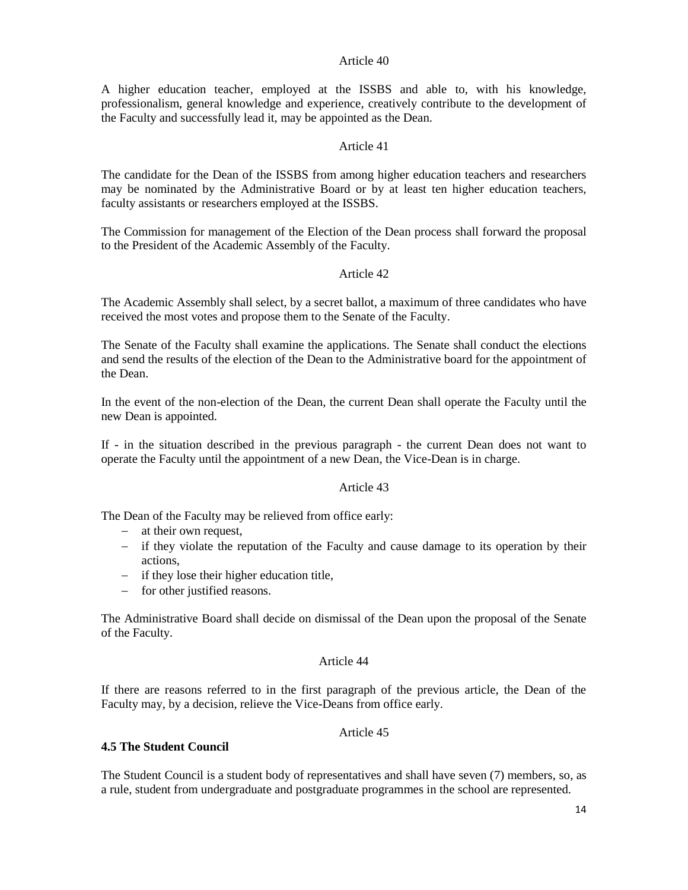Article 40

A higher education teacher, employed at the ISSBS and able to, with his knowledge, professionalism, general knowledge and experience, creatively contribute to the development of the Faculty and successfully lead it, may be appointed as the Dean.

Article 41

The candidate for the Dean of the ISSBS from among higher education teachers and researchers may be nominated by the Administrative Board or by at least ten higher education teachers, faculty assistants or researchers employed at the ISSBS.

The Commission for management of the Election of the Dean process shall forward the proposal to the President of the Academic Assembly of the Faculty.

Article 42

The Academic Assembly shall select, by a secret ballot, a maximum of three candidates who have received the most votes and propose them to the Senate of the Faculty.

The Senate of the Faculty shall examine the applications. The Senate shall conduct the elections and send the results of the election of the Dean to the Administrative board for the appointment of the Dean.

In the event of the non-election of the Dean, the current Dean shall operate the Faculty until the new Dean is appointed.

If - in the situation described in the previous paragraph - the current Dean does not want to operate the Faculty until the appointment of a new Dean, the Vice-Dean is in charge.

Article 43

The Dean of the Faculty may be relieved from office early:

- at their own request,
- if they violate the reputation of the Faculty and cause damage to its operation by their actions,
- if they lose their higher education title,
- for other justified reasons.

The Administrative Board shall decide on dismissal of the Dean upon the proposal of the Senate of the Faculty.

Article 44

If there are reasons referred to in the first paragraph of the previous article, the Dean of the Faculty may, by a decision, relieve the Vice-Deans from office early.

Article 45

**4.5 The Student Council**

The Student Council is a student body of representatives and shall have seven (7) members, so, as a rule, student from undergraduate and postgraduate programmes in the school are represented.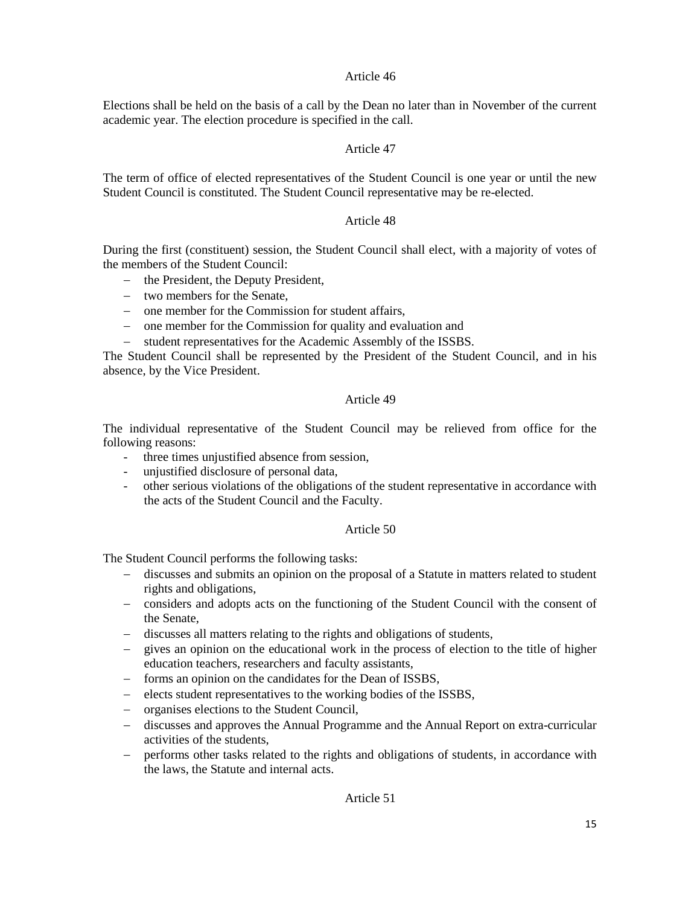### Article 46

Elections shall be held on the basis of a call by the Dean no later than in November of the current academic year. The election procedure is specified in the call.

### Article 47

The term of office of elected representatives of the Student Council is one year or until the new Student Council is constituted. The Student Council representative may be re-elected.

### Article 48

During the first (constituent) session, the Student Council shall elect, with a majority of votes of the members of the Student Council:

- the President, the Deputy President,
- two members for the Senate,
- one member for the Commission for student affairs,
- one member for the Commission for quality and evaluation and
- student representatives for the Academic Assembly of the ISSBS.

The Student Council shall be represented by the President of the Student Council, and in his absence, by the Vice President.

### Article 49

The individual representative of the Student Council may be relieved from office for the following reasons:

- three times unjustified absence from session,
- unjustified disclosure of personal data,
- other serious violations of the obligations of the student representative in accordance with the acts of the Student Council and the Faculty.

### Article 50

The Student Council performs the following tasks:

- discusses and submits an opinion on the proposal of a Statute in matters related to student rights and obligations,
- considers and adopts acts on the functioning of the Student Council with the consent of the Senate,
- discusses all matters relating to the rights and obligations of students,
- gives an opinion on the educational work in the process of election to the title of higher education teachers, researchers and faculty assistants,
- forms an opinion on the candidates for the Dean of ISSBS,
- elects student representatives to the working bodies of the ISSBS,
- organises elections to the Student Council,
- discusses and approves the Annual Programme and the Annual Report on extra-curricular activities of the students,
- performs other tasks related to the rights and obligations of students, in accordance with the laws, the Statute and internal acts.

### Article 51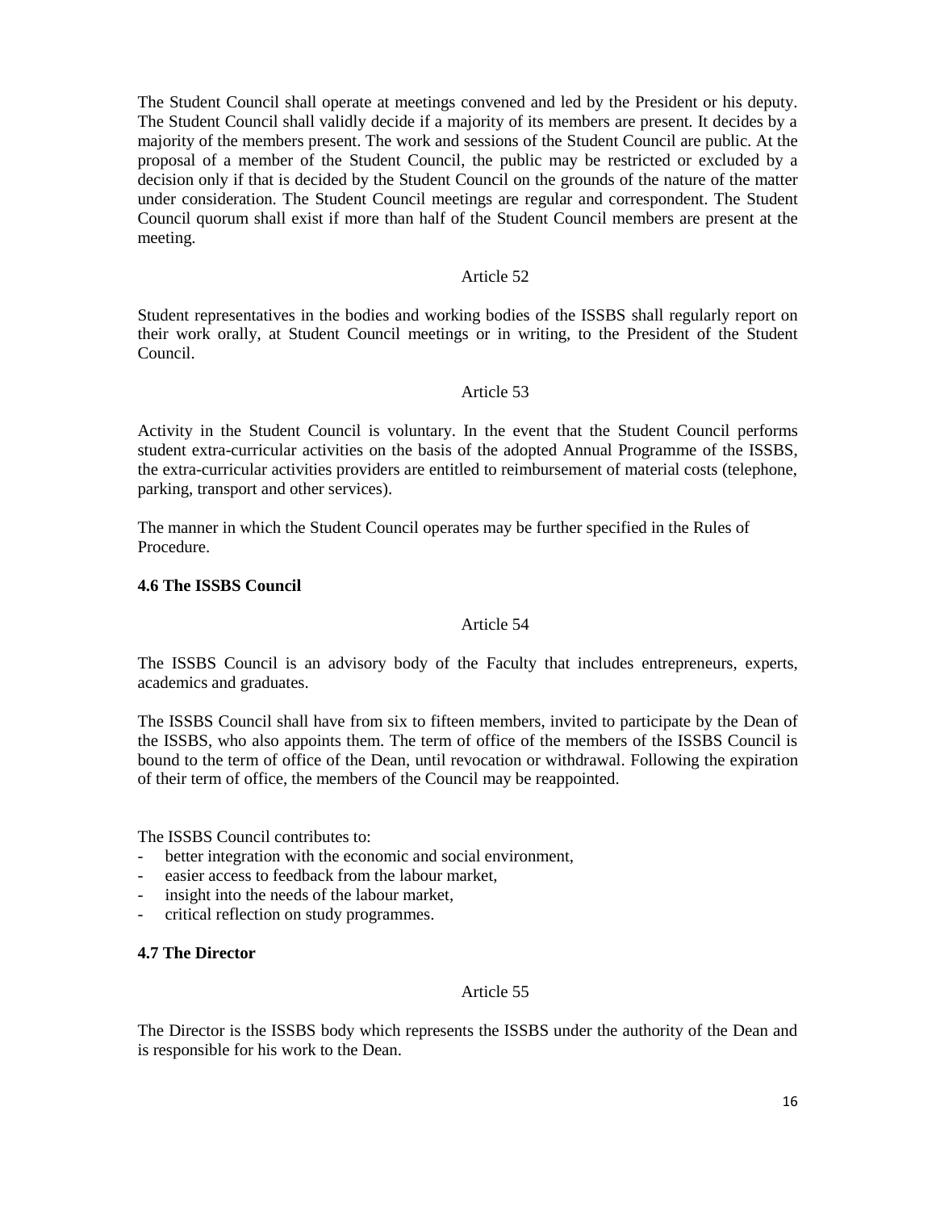The Student Council shall operate at meetings convened and led by the President or his deputy. The Student Council shall validly decide if a majority of its members are present. It decides by a majority of the members present. The work and sessions of the Student Council are public. At the proposal of a member of the Student Council, the public may be restricted or excluded by a decision only if that is decided by the Student Council on the grounds of the nature of the matter under consideration. The Student Council meetings are regular and correspondent. The Student Council quorum shall exist if more than half of the Student Council members are present at the meeting.

Article 52

Student representatives in the bodies and working bodies of the ISSBS shall regularly report on their work orally, at Student Council meetings or in writing, to the President of the Student Council.

Article 53

Activity in the Student Council is voluntary. In the event that the Student Council performs student extra-curricular activities on the basis of the adopted Annual Programme of the ISSBS, the extra-curricular activities providers are entitled to reimbursement of material costs (telephone, parking, transport and other services).

The manner in which the Student Council operates may be further specified in the Rules of Procedure.

**4.6 The ISSBS Council**

Article 54

The ISSBS Council is an advisory body of the Faculty that includes entrepreneurs, experts, academics and graduates.

The ISSBS Council shall have from six to fifteen members, invited to participate by the Dean of the ISSBS, who also appoints them. The term of office of the members of the ISSBS Council is bound to the term of office of the Dean, until revocation or withdrawal. Following the expiration of their term of office, the members of the Council may be reappointed.

The ISSBS Council contributes to:

- better integration with the economic and social environment,
- easier access to feedback from the labour market,
- insight into the needs of the labour market,
- critical reflection on study programmes.

**4.7 The Director**

Article 55

The Director is the ISSBS body which represents the ISSBS under the authority of the Dean and is responsible for his work to the Dean.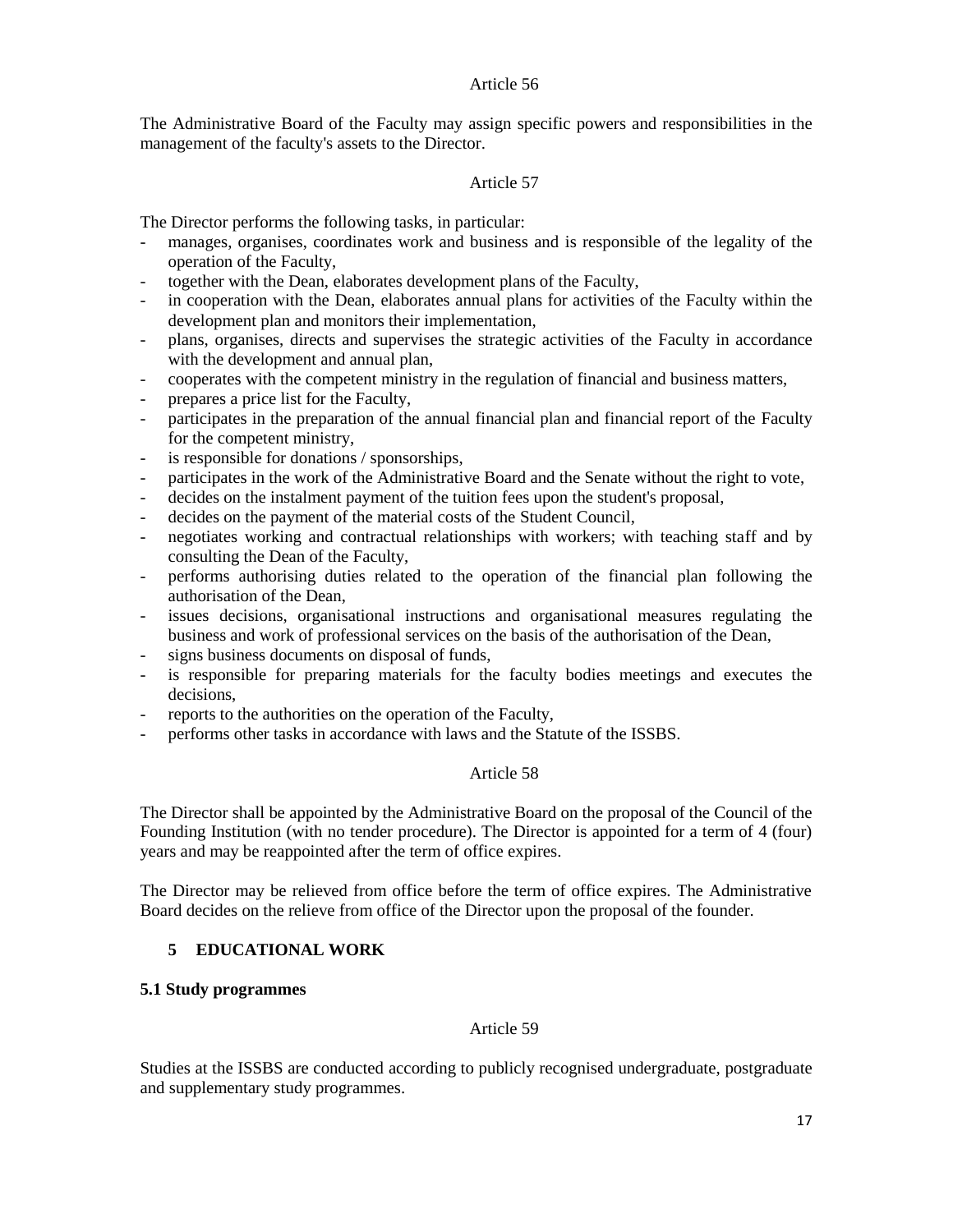Article 56

The Administrative Board of the Faculty may assign specific powers and responsibilities in the management of the faculty's assets to the Director.

Article 57

The Director performs the following tasks, in particular:

- manages, organises, coordinates work and business and is responsible of the legality of the operation of the Faculty,
- together with the Dean, elaborates development plans of the Faculty,
- in cooperation with the Dean, elaborates annual plans for activities of the Faculty within the development plan and monitors their implementation,
- plans, organises, directs and supervises the strategic activities of the Faculty in accordance with the development and annual plan,
- cooperates with the competent ministry in the regulation of financial and business matters,
- prepares a price list for the Faculty,
- participates in the preparation of the annual financial plan and financial report of the Faculty for the competent ministry,
- is responsible for donations / sponsorships,
- participates in the work of the Administrative Board and the Senate without the right to vote,
- decides on the instalment payment of the tuition fees upon the student's proposal,
- decides on the payment of the material costs of the Student Council,
- negotiates working and contractual relationships with workers; with teaching staff and by consulting the Dean of the Faculty,
- performs authorising duties related to the operation of the financial plan following the authorisation of the Dean,
- issues decisions, organisational instructions and organisational measures regulating the business and work of professional services on the basis of the authorisation of the Dean,
- signs business documents on disposal of funds,
- is responsible for preparing materials for the faculty bodies meetings and executes the decisions,
- reports to the authorities on the operation of the Faculty,
- performs other tasks in accordance with laws and the Statute of the ISSBS.

Article 58

The Director shall be appointed by the Administrative Board on the proposal of the Council of the Founding Institution (with no tender procedure). The Director is appointed for a term of 4 (four) years and may be reappointed after the term of office expires.

The Director may be relieved from office before the term of office expires. The Administrative Board decides on the relieve from office of the Director upon the proposal of the founder.

## 5 EDUCATIONAL WORK

### 5.1 Study programmes

Article 59

Studies at the ISSBS are conducted according to publicly recognised undergraduate, postgraduate and supplementary study programmes.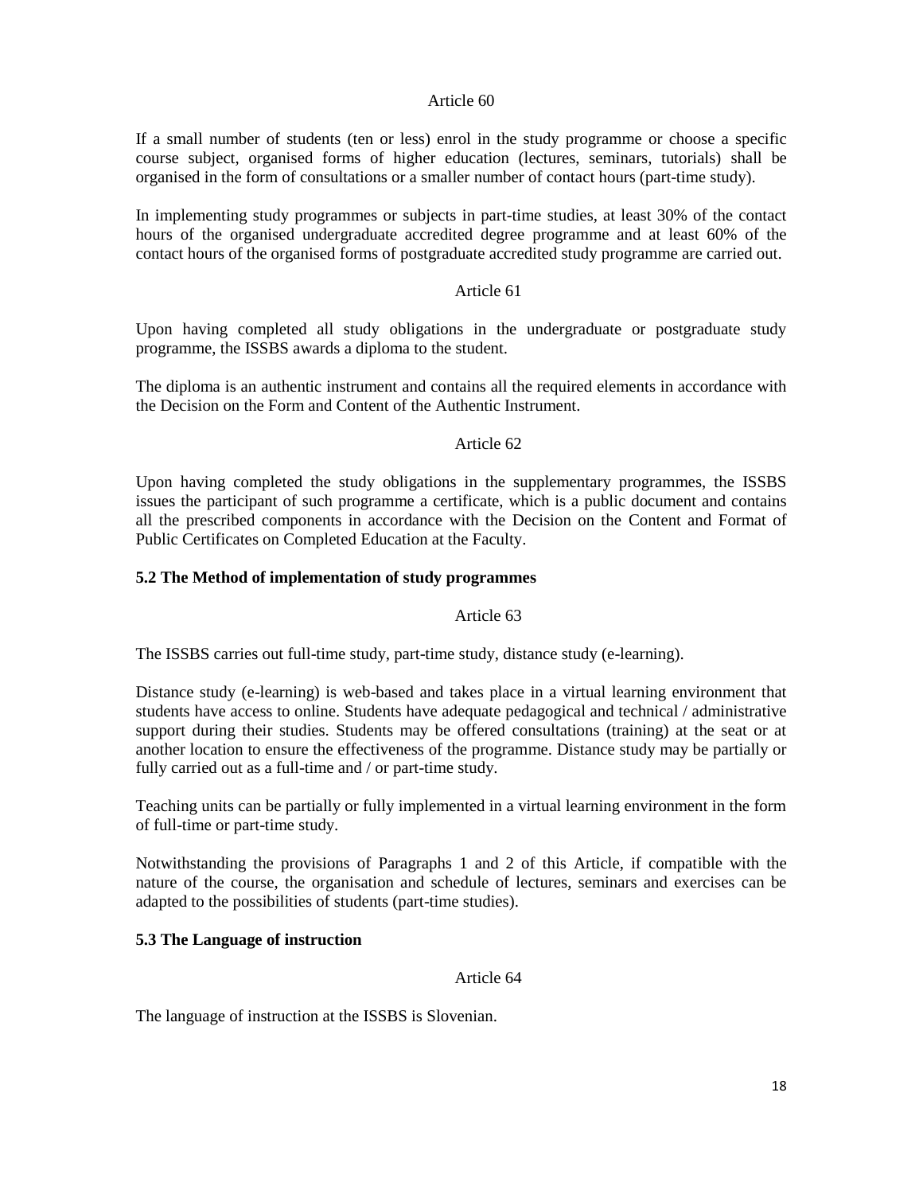Article 60

If a small number of students (ten or less) enrol in the study programme or choose a specific course subject, organised forms of higher education (lectures, seminars, tutorials) shall be organised in the form of consultations or a smaller number of contact hours (part-time study).

In implementing study programmes or subjects in part-time studies, at least 30% of the contact hours of the organised undergraduate accredited degree programme and at least 60% of the contact hours of the organised forms of postgraduate accredited study programme are carried out.

Article 61

Upon having completed all study obligations in the undergraduate or postgraduate study programme, the ISSBS awards a diploma to the student.

The diploma is an authentic instrument and contains all the required elements in accordance with the Decision on the Form and Content of the Authentic Instrument.

Article 62

Upon having completed the study obligations in the supplementary programmes, the ISSBS issues the participant of such programme a certificate, which is a public document and contains all the prescribed components in accordance with the Decision on the Content and Format of Public Certificates on Completed Education at the Faculty.

### 5.2 The Method of implementation of study programmes

Article 63

The ISSBS carries out full-time study, part-time study, distance study (e-learning).

Distance study (e-learning) is web-based and takes place in a virtual learning environment that students have access to online. Students have adequate pedagogical and technical / administrative support during their studies. Students may be offered consultations (training) at the seat or at another location to ensure the effectiveness of the programme. Distance study may be partially or fully carried out as a full-time and / or part-time study.

Teaching units can be partially or fully implemented in a virtual learning environment in the form of full-time or part-time study.

Notwithstanding the provisions of Paragraphs 1 and 2 of this Article, if compatible with the nature of the course, the organisation and schedule of lectures, seminars and exercises can be adapted to the possibilities of students (part-time studies).

### 5.3 The Language of instruction

Article 64

The language of instruction at the ISSBS is Slovenian.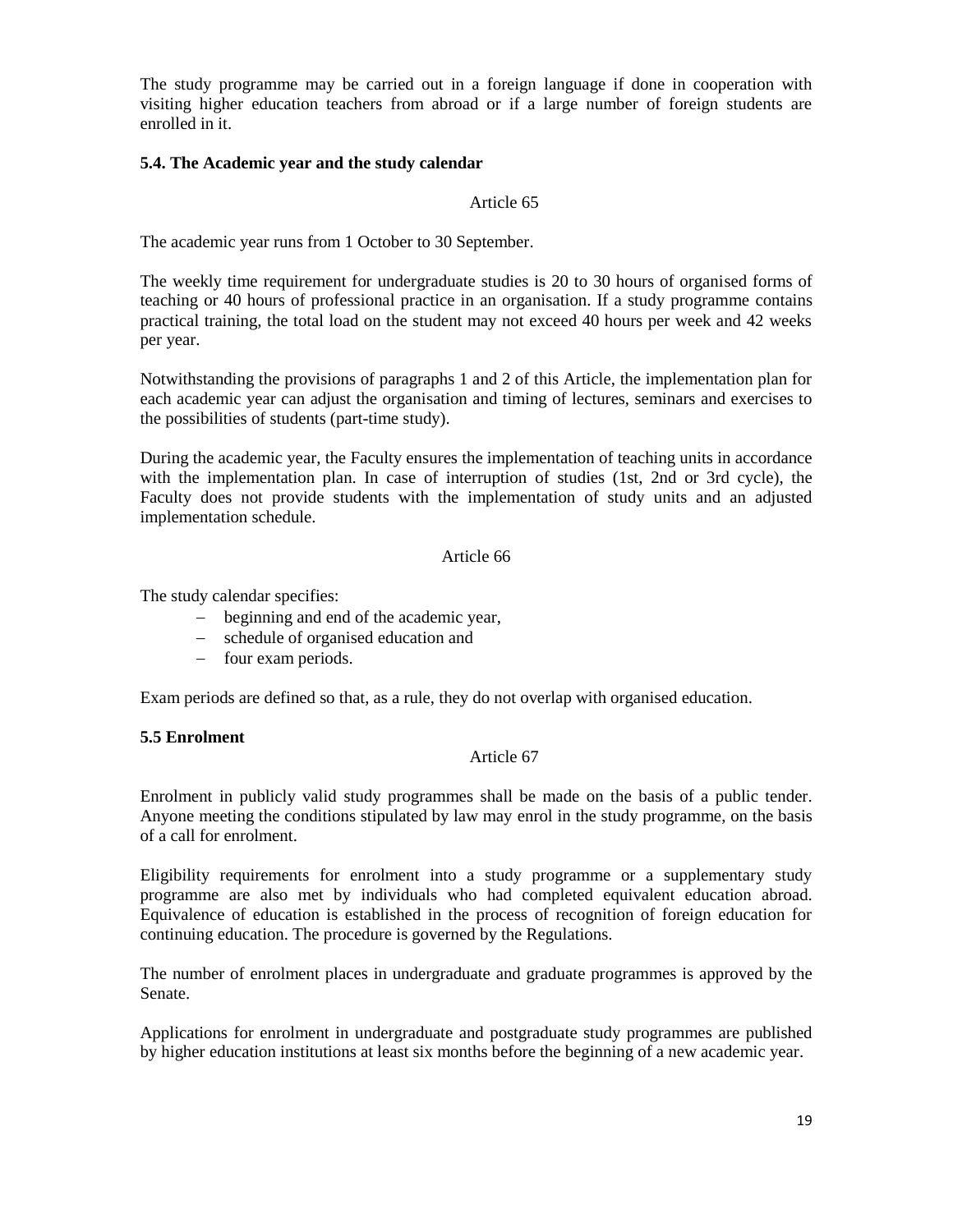The study programme may be carried out in a foreign language if done in cooperation with visiting higher education teachers from abroad or if a large number of foreign students are enrolled in it.

### 5.4. The Academic year and the study calendar

Article 65

The academic year runs from 1 October to 30 September.

The weekly time requirement for undergraduate studies is 20 to 30 hours of organised forms of teaching or 40 hours of professional practice in an organisation. If a study programme contains practical training, the total load on the student may not exceed 40 hours per week and 42 weeks per year.

Notwithstanding the provisions of paragraphs 1 and 2 of this Article, the implementation plan for each academic year can adjust the organisation and timing of lectures, seminars and exercises to the possibilities of students (part-time study).

During the academic year, the Faculty ensures the implementation of teaching units in accordance with the implementation plan. In case of interruption of studies (1st, 2nd or 3rd cycle), the Faculty does not provide students with the implementation of study units and an adjusted implementation schedule.

Article 66

The study calendar specifies:

- beginning and end of the academic year,
- schedule of organised education and
- four exam periods.

Exam periods are defined so that, as a rule, they do not overlap with organised education.

### 5.5 Enrolment

Article 67

Enrolment in publicly valid study programmes shall be made on the basis of a public tender. Anyone meeting the conditions stipulated by law may enrol in the study programme, on the basis of a call for enrolment.

Eligibility requirements for enrolment into a study programme or a supplementary study programme are also met by individuals who had completed equivalent education abroad. Equivalence of education is established in the process of recognition of foreign education for continuing education. The procedure is governed by the Regulations.

The number of enrolment places in undergraduate and graduate programmes is approved by the Senate.

Applications for enrolment in undergraduate and postgraduate study programmes are published by higher education institutions at least six months before the beginning of a new academic year.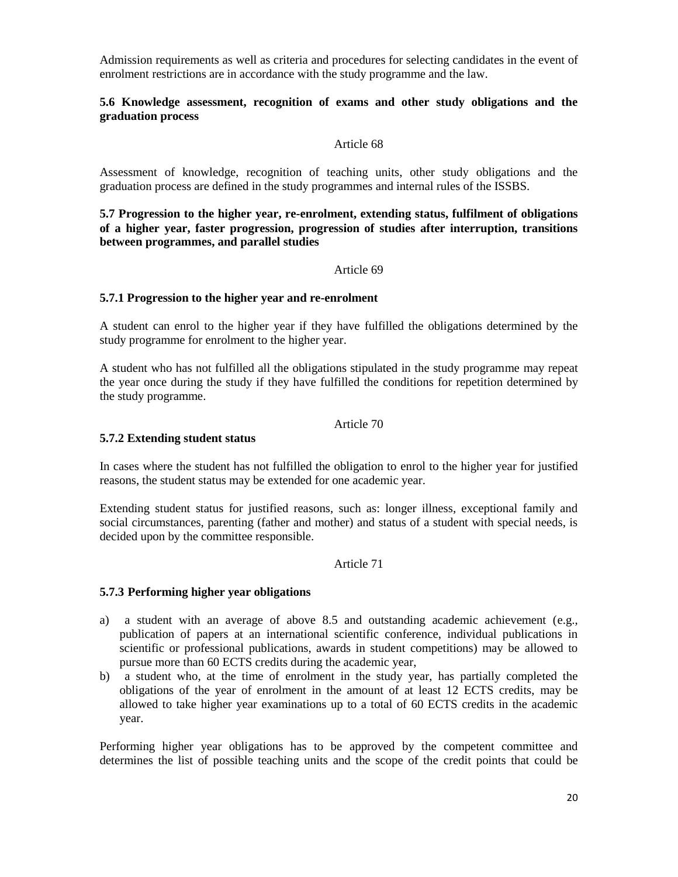Admission requirements as well as criteria and procedures for selecting candidates in the event of enrolment restrictions are in accordance with the study programme and the law.

### 5.6 Knowledge assessment, recognition of exams and other study obligations and the graduation process

Article 68

Assessment of knowledge, recognition of teaching units, other study obligations and the graduation process are defined in the study programmes and internal rules of the ISSBS.

### 5.7 Progression to the higher year, re-enrolment, extending status, fulfilment of obligations of a higher year, faster progression, progression of studies after interruption, transitions between programmes, and parallel studies

Article 69

#### 5.7.1 Progression to the higher year and re-enrolment

A student can enrol to the higher year if they have fulfilled the obligations determined by the study programme for enrolment to the higher year.

A student who has not fulfilled all the obligations stipulated in the study programme may repeat the year once during the study if they have fulfilled the conditions for repetition determined by the study programme.

Article 70

#### 5.7.2 Extending student status

In cases where the student has not fulfilled the obligation to enrol to the higher year for justified reasons, the student status may be extended for one academic year.

Extending student status for justified reasons, such as: longer illness, exceptional family and social circumstances, parenting (father and mother) and status of a student with special needs, is decided upon by the committee responsible.

Article 71

#### 5.7.3 Performing higher year obligations

a) a student with an average of above 8.5 and outstanding academic achievement (e.g., publication of papers at an international scientific conference, individual publications in scientific or professional publications, awards in student competitions) may be allowed to pursue more than 60 ECTS credits during the academic year,

b) a student who, at the time of enrolment in the study year, has partially completed the obligations of the year of enrolment in the amount of at least 12 ECTS credits, may be allowed to take higher year examinations up to a total of 60 ECTS credits in the academic year.

Performing higher year obligations has to be approved by the competent committee and determines the list of possible teaching units and the scope of the credit points that could be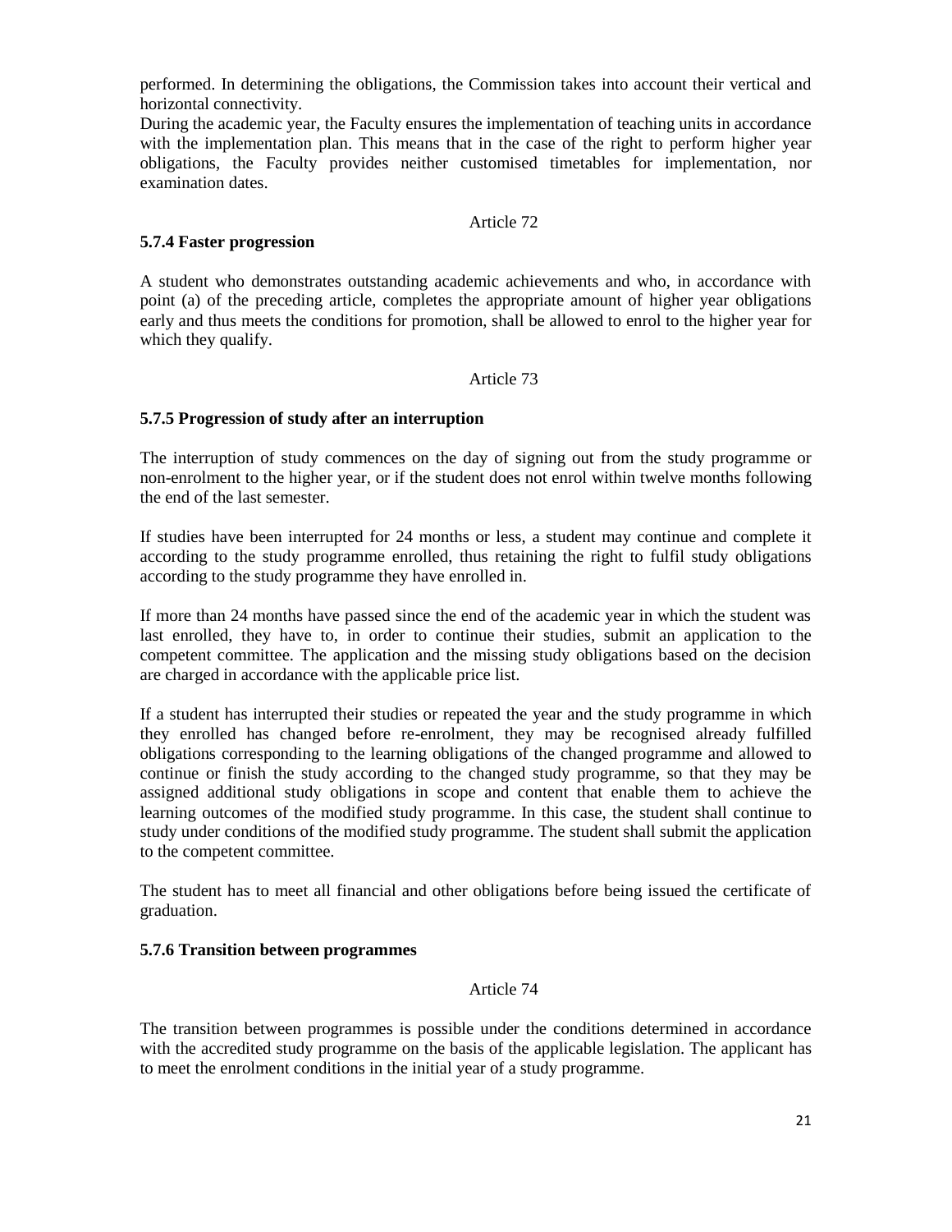performed. In determining the obligations, the Commission takes into account their vertical and horizontal connectivity.
During the academic year, the Faculty ensures the implementation of teaching units in accordance with the implementation plan. This means that in the case of the right to perform higher year obligations, the Faculty provides neither customised timetables for implementation, nor examination dates.

Article 72

**5.7.4 Faster progression**

A student who demonstrates outstanding academic achievements and who, in accordance with point (a) of the preceding article, completes the appropriate amount of higher year obligations early and thus meets the conditions for promotion, shall be allowed to enrol to the higher year for which they qualify.

Article 73

**5.7.5 Progression of study after an interruption**

The interruption of study commences on the day of signing out from the study programme or non-enrolment to the higher year, or if the student does not enrol within twelve months following the end of the last semester.

If studies have been interrupted for 24 months or less, a student may continue and complete it according to the study programme enrolled, thus retaining the right to fulfil study obligations according to the study programme they have enrolled in.

If more than 24 months have passed since the end of the academic year in which the student was last enrolled, they have to, in order to continue their studies, submit an application to the competent committee. The application and the missing study obligations based on the decision are charged in accordance with the applicable price list.

If a student has interrupted their studies or repeated the year and the study programme in which they enrolled has changed before re-enrolment, they may be recognised already fulfilled obligations corresponding to the learning obligations of the changed programme and allowed to continue or finish the study according to the changed study programme, so that they may be assigned additional study obligations in scope and content that enable them to achieve the learning outcomes of the modified study programme. In this case, the student shall continue to study under conditions of the modified study programme. The student shall submit the application to the competent committee.

The student has to meet all financial and other obligations before being issued the certificate of graduation.

**5.7.6 Transition between programmes**

Article 74

The transition between programmes is possible under the conditions determined in accordance with the accredited study programme on the basis of the applicable legislation. The applicant has to meet the enrolment conditions in the initial year of a study programme.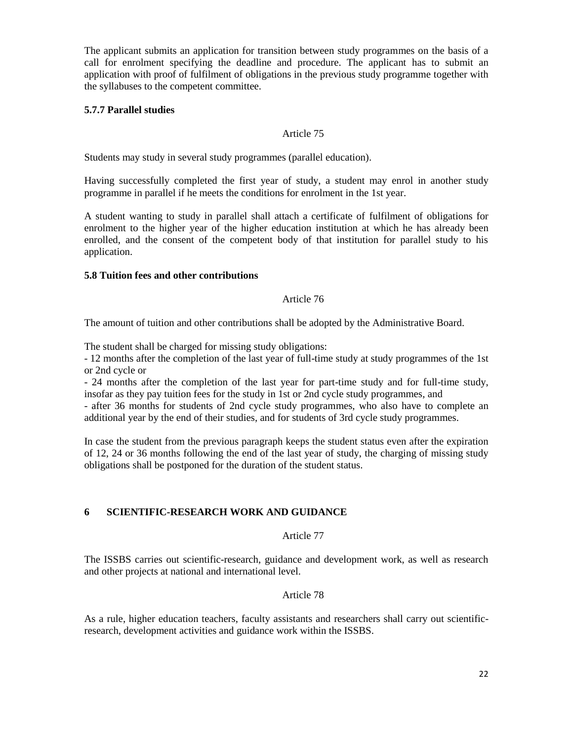The applicant submits an application for transition between study programmes on the basis of a call for enrolment specifying the deadline and procedure. The applicant has to submit an application with proof of fulfilment of obligations in the previous study programme together with the syllabuses to the competent committee.

### 5.7.7 Parallel studies

Article 75

Students may study in several study programmes (parallel education).

Having successfully completed the first year of study, a student may enrol in another study programme in parallel if he meets the conditions for enrolment in the 1st year.

A student wanting to study in parallel shall attach a certificate of fulfilment of obligations for enrolment to the higher year of the higher education institution at which he has already been enrolled, and the consent of the competent body of that institution for parallel study to his application.

### 5.8 Tuition fees and other contributions

Article 76

The amount of tuition and other contributions shall be adopted by the Administrative Board.

The student shall be charged for missing study obligations:

- 12 months after the completion of the last year of full-time study at study programmes of the 1st or 2nd cycle or
- 24 months after the completion of the last year for part-time study and for full-time study, insofar as they pay tuition fees for the study in 1st or 2nd cycle study programmes, and
- after 36 months for students of 2nd cycle study programmes, who also have to complete an additional year by the end of their studies, and for students of 3rd cycle study programmes.

In case the student from the previous paragraph keeps the student status even after the expiration of 12, 24 or 36 months following the end of the last year of study, the charging of missing study obligations shall be postponed for the duration of the student status.

## 6 SCIENTIFIC-RESEARCH WORK AND GUIDANCE

Article 77

The ISSBS carries out scientific-research, guidance and development work, as well as research and other projects at national and international level.

Article 78

As a rule, higher education teachers, faculty assistants and researchers shall carry out scientific-research, development activities and guidance work within the ISSBS.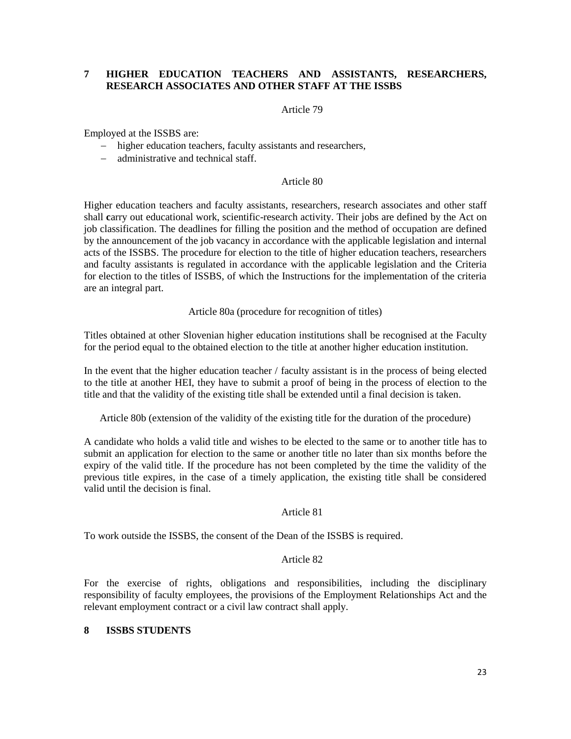## 7 HIGHER EDUCATION TEACHERS AND ASSISTANTS, RESEARCHERS, RESEARCH ASSOCIATES AND OTHER STAFF AT THE ISSBS

Article 79

Employed at the ISSBS are:

- higher education teachers, faculty assistants and researchers,
- administrative and technical staff.

Article 80

Higher education teachers and faculty assistants, researchers, research associates and other staff shall **c**arry out educational work, scientific-research activity. Their jobs are defined by the Act on job classification. The deadlines for filling the position and the method of occupation are defined by the announcement of the job vacancy in accordance with the applicable legislation and internal acts of the ISSBS. The procedure for election to the title of higher education teachers, researchers and faculty assistants is regulated in accordance with the applicable legislation and the Criteria for election to the titles of ISSBS, of which the Instructions for the implementation of the criteria are an integral part.

Article 80a (procedure for recognition of titles)

Titles obtained at other Slovenian higher education institutions shall be recognised at the Faculty for the period equal to the obtained election to the title at another higher education institution.

In the event that the higher education teacher / faculty assistant is in the process of being elected to the title at another HEI, they have to submit a proof of being in the process of election to the title and that the validity of the existing title shall be extended until a final decision is taken.

Article 80b (extension of the validity of the existing title for the duration of the procedure)

A candidate who holds a valid title and wishes to be elected to the same or to another title has to submit an application for election to the same or another title no later than six months before the expiry of the valid title. If the procedure has not been completed by the time the validity of the previous title expires, in the case of a timely application, the existing title shall be considered valid until the decision is final.

Article 81

To work outside the ISSBS, the consent of the Dean of the ISSBS is required.

Article 82

For the exercise of rights, obligations and responsibilities, including the disciplinary responsibility of faculty employees, the provisions of the Employment Relationships Act and the relevant employment contract or a civil law contract shall apply.

## 8 ISSBS STUDENTS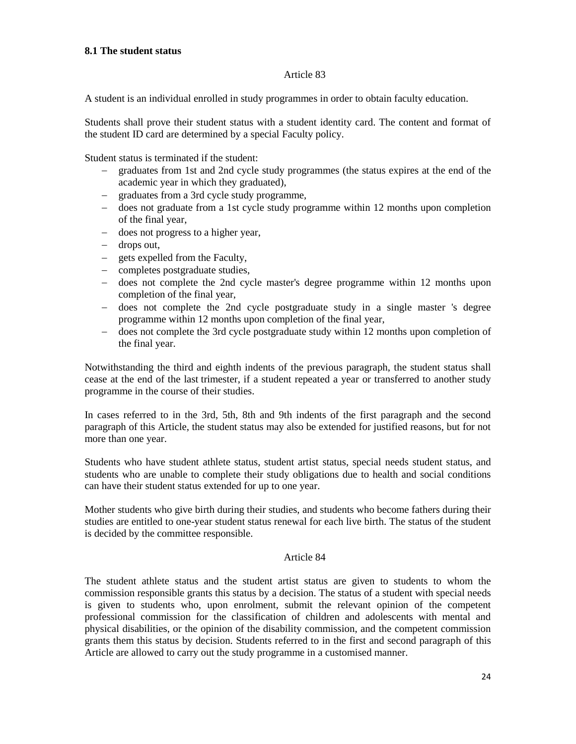### 8.1 The student status

Article 83

A student is an individual enrolled in study programmes in order to obtain faculty education.

Students shall prove their student status with a student identity card. The content and format of the student ID card are determined by a special Faculty policy.

Student status is terminated if the student:

- graduates from 1st and 2nd cycle study programmes (the status expires at the end of the academic year in which they graduated),
- graduates from a 3rd cycle study programme,
- does not graduate from a 1st cycle study programme within 12 months upon completion of the final year,
- does not progress to a higher year,
- drops out,
- gets expelled from the Faculty,
- completes postgraduate studies,
- does not complete the 2nd cycle master's degree programme within 12 months upon completion of the final year,
- does not complete the 2nd cycle postgraduate study in a single master 's degree programme within 12 months upon completion of the final year,
- does not complete the 3rd cycle postgraduate study within 12 months upon completion of the final year.

Notwithstanding the third and eighth indents of the previous paragraph, the student status shall cease at the end of the last trimester, if a student repeated a year or transferred to another study programme in the course of their studies.

In cases referred to in the 3rd, 5th, 8th and 9th indents of the first paragraph and the second paragraph of this Article, the student status may also be extended for justified reasons, but for not more than one year.

Students who have student athlete status, student artist status, special needs student status, and students who are unable to complete their study obligations due to health and social conditions can have their student status extended for up to one year.

Mother students who give birth during their studies, and students who become fathers during their studies are entitled to one-year student status renewal for each live birth. The status of the student is decided by the committee responsible.

Article 84

The student athlete status and the student artist status are given to students to whom the commission responsible grants this status by a decision. The status of a student with special needs is given to students who, upon enrolment, submit the relevant opinion of the competent professional commission for the classification of children and adolescents with mental and physical disabilities, or the opinion of the disability commission, and the competent commission grants them this status by decision. Students referred to in the first and second paragraph of this Article are allowed to carry out the study programme in a customised manner.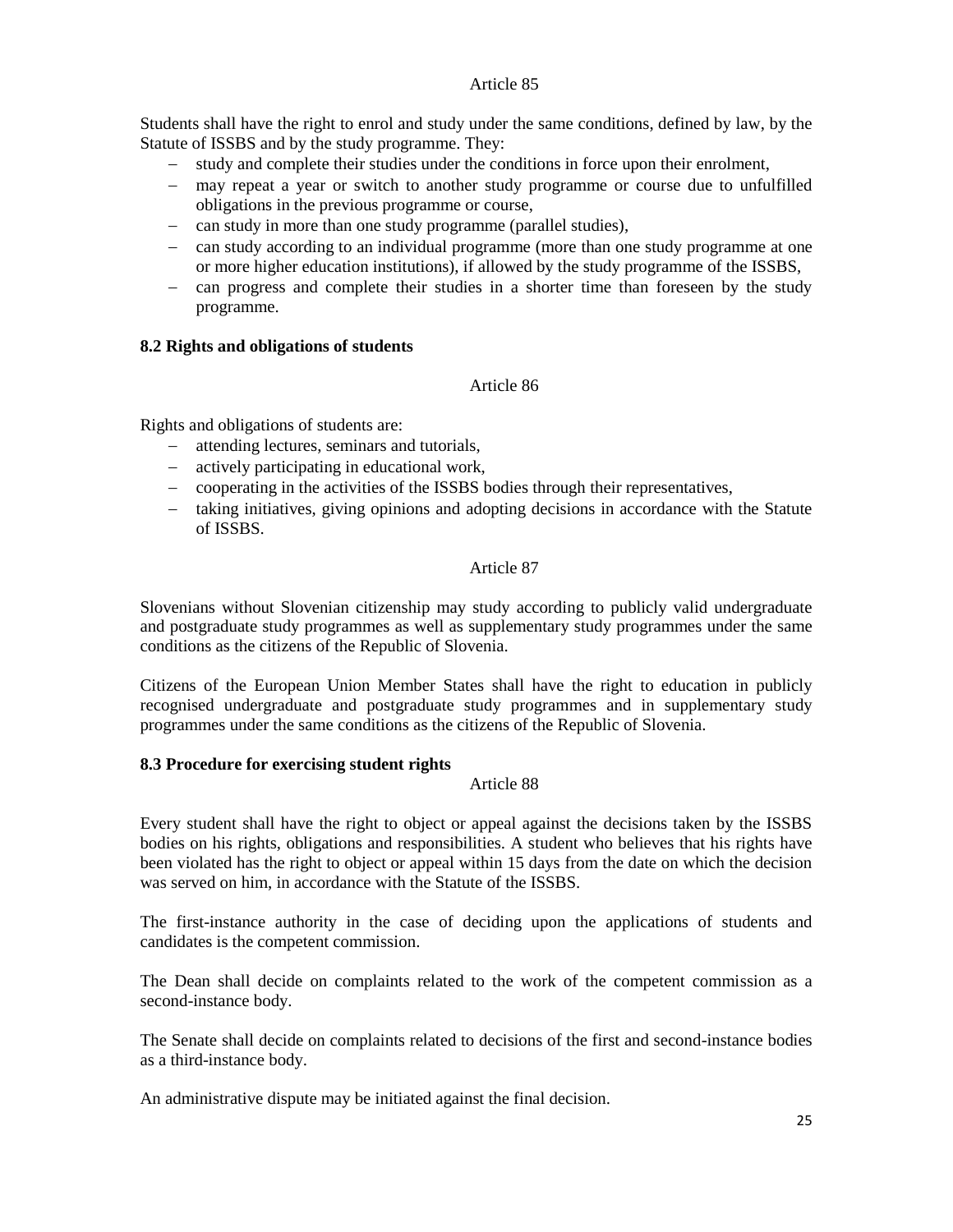Article 85

Students shall have the right to enrol and study under the same conditions, defined by law, by the Statute of ISSBS and by the study programme. They:

- study and complete their studies under the conditions in force upon their enrolment,
- may repeat a year or switch to another study programme or course due to unfulfilled obligations in the previous programme or course,
- can study in more than one study programme (parallel studies),
- can study according to an individual programme (more than one study programme at one or more higher education institutions), if allowed by the study programme of the ISSBS,
- can progress and complete their studies in a shorter time than foreseen by the study programme.

### 8.2 Rights and obligations of students

Article 86

Rights and obligations of students are:

- attending lectures, seminars and tutorials,
- actively participating in educational work,
- cooperating in the activities of the ISSBS bodies through their representatives,
- taking initiatives, giving opinions and adopting decisions in accordance with the Statute of ISSBS.

Article 87

Slovenians without Slovenian citizenship may study according to publicly valid undergraduate and postgraduate study programmes as well as supplementary study programmes under the same conditions as the citizens of the Republic of Slovenia.

Citizens of the European Union Member States shall have the right to education in publicly recognised undergraduate and postgraduate study programmes and in supplementary study programmes under the same conditions as the citizens of the Republic of Slovenia.

### 8.3 Procedure for exercising student rights

Article 88

Every student shall have the right to object or appeal against the decisions taken by the ISSBS bodies on his rights, obligations and responsibilities. A student who believes that his rights have been violated has the right to object or appeal within 15 days from the date on which the decision was served on him, in accordance with the Statute of the ISSBS.

The first-instance authority in the case of deciding upon the applications of students and candidates is the competent commission.

The Dean shall decide on complaints related to the work of the competent commission as a second-instance body.

The Senate shall decide on complaints related to decisions of the first and second-instance bodies as a third-instance body.

An administrative dispute may be initiated against the final decision.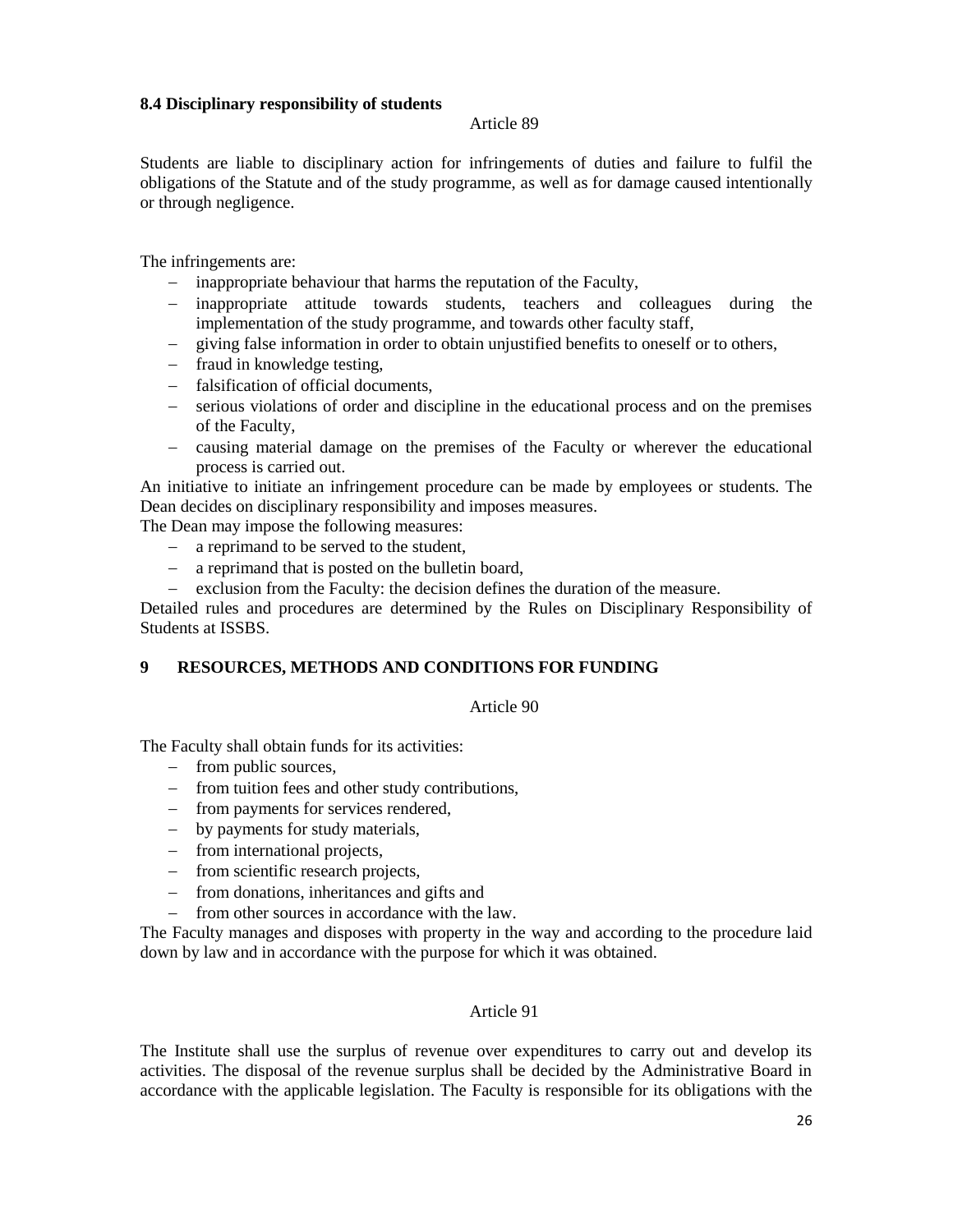### 8.4 Disciplinary responsibility of students

Article 89

Students are liable to disciplinary action for infringements of duties and failure to fulfil the obligations of the Statute and of the study programme, as well as for damage caused intentionally or through negligence.

The infringements are:

- inappropriate behaviour that harms the reputation of the Faculty,
- inappropriate attitude towards students, teachers and colleagues during the implementation of the study programme, and towards other faculty staff,
- giving false information in order to obtain unjustified benefits to oneself or to others,
- fraud in knowledge testing,
- falsification of official documents,
- serious violations of order and discipline in the educational process and on the premises of the Faculty,
- causing material damage on the premises of the Faculty or wherever the educational process is carried out.

An initiative to initiate an infringement procedure can be made by employees or students. The Dean decides on disciplinary responsibility and imposes measures.

The Dean may impose the following measures:

- a reprimand to be served to the student,
- a reprimand that is posted on the bulletin board,
- exclusion from the Faculty: the decision defines the duration of the measure.

Detailed rules and procedures are determined by the Rules on Disciplinary Responsibility of Students at ISSBS.

## 9 RESOURCES, METHODS AND CONDITIONS FOR FUNDING

Article 90

The Faculty shall obtain funds for its activities:

- from public sources,
- from tuition fees and other study contributions,
- from payments for services rendered,
- by payments for study materials,
- from international projects,
- from scientific research projects,
- from donations, inheritances and gifts and
- from other sources in accordance with the law.

The Faculty manages and disposes with property in the way and according to the procedure laid down by law and in accordance with the purpose for which it was obtained.

Article 91

The Institute shall use the surplus of revenue over expenditures to carry out and develop its activities. The disposal of the revenue surplus shall be decided by the Administrative Board in accordance with the applicable legislation. The Faculty is responsible for its obligations with the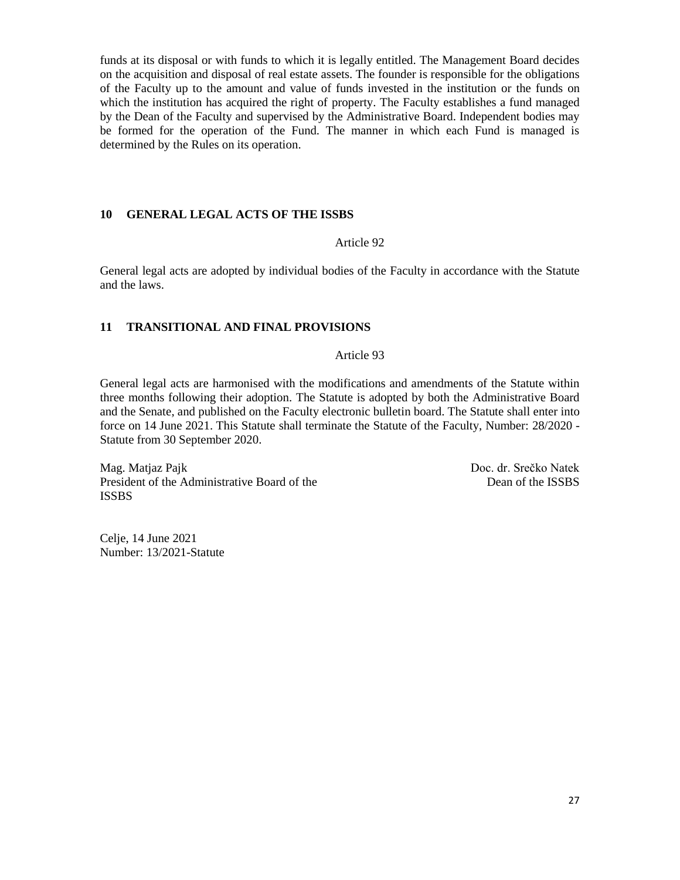funds at its disposal or with funds to which it is legally entitled. The Management Board decides on the acquisition and disposal of real estate assets. The founder is responsible for the obligations of the Faculty up to the amount and value of funds invested in the institution or the funds on which the institution has acquired the right of property. The Faculty establishes a fund managed by the Dean of the Faculty and supervised by the Administrative Board. Independent bodies may be formed for the operation of the Fund. The manner in which each Fund is managed is determined by the Rules on its operation.

## 10 GENERAL LEGAL ACTS OF THE ISSBS

Article 92

General legal acts are adopted by individual bodies of the Faculty in accordance with the Statute and the laws.

## 11 TRANSITIONAL AND FINAL PROVISIONS

Article 93

General legal acts are harmonised with the modifications and amendments of the Statute within three months following their adoption. The Statute is adopted by both the Administrative Board and the Senate, and published on the Faculty electronic bulletin board. The Statute shall enter into force on 14 June 2021. This Statute shall terminate the Statute of the Faculty, Number: 28/2020 - Statute from 30 September 2020.

Mag. Matjaz Pajk
President of the Administrative Board of the ISSBS

Doc. dr. Srečko Natek
Dean of the ISSBS

Celje, 14 June 2021
Number: 13/2021-Statute